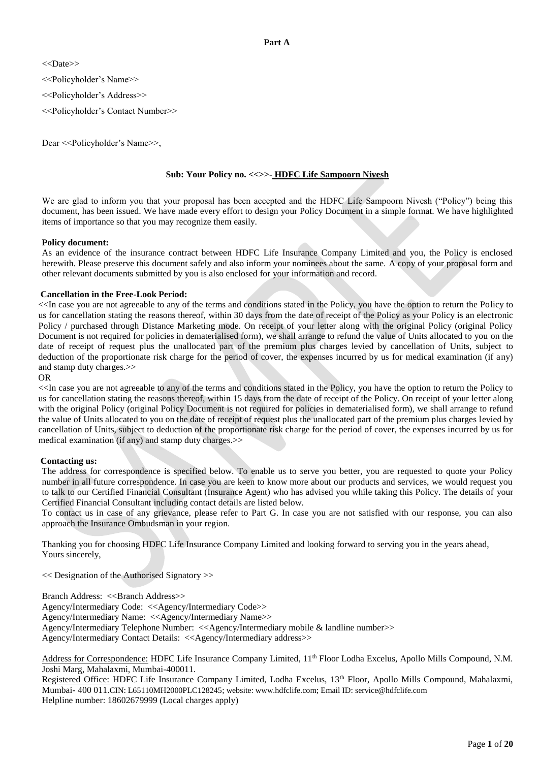**Part A**

<<Date>>

<<Policyholder's Name>>

<<Policyholder's Address>>

<<Policyholder's Contact Number>>

Dear <<Policyholder's Name>>,

**Sub: Your Policy no. <<>>- HDFC Life Sampoorn Nivesh**

We are glad to inform you that your proposal has been accepted and the HDFC Life Sampoorn Nivesh ("Policy") being this document, has been issued. We have made every effort to design your Policy Document in a simple format. We have highlighted items of importance so that you may recognize them easily.

**Policy document:**

As an evidence of the insurance contract between HDFC Life Insurance Company Limited and you, the Policy is enclosed herewith. Please preserve this document safely and also inform your nominees about the same. A copy of your proposal form and other relevant documents submitted by you is also enclosed for your information and record.

**Cancellation in the Free-Look Period:**

<<In case you are not agreeable to any of the terms and conditions stated in the Policy, you have the option to return the Policy to us for cancellation stating the reasons thereof, within 30 days from the date of receipt of the Policy as your Policy is an electronic Policy / purchased through Distance Marketing mode. On receipt of your letter along with the original Policy (original Policy Document is not required for policies in dematerialised form), we shall arrange to refund the value of Units allocated to you on the date of receipt of request plus the unallocated part of the premium plus charges levied by cancellation of Units, subject to deduction of the proportionate risk charge for the period of cover, the expenses incurred by us for medical examination (if any) and stamp duty charges.>>

OR

<<In case you are not agreeable to any of the terms and conditions stated in the Policy, you have the option to return the Policy to us for cancellation stating the reasons thereof, within 15 days from the date of receipt of the Policy. On receipt of your letter along with the original Policy (original Policy Document is not required for policies in dematerialised form), we shall arrange to refund the value of Units allocated to you on the date of receipt of request plus the unallocated part of the premium plus charges levied by cancellation of Units, subject to deduction of the proportionate risk charge for the period of cover, the expenses incurred by us for medical examination (if any) and stamp duty charges.>>

**Contacting us:**

The address for correspondence is specified below. To enable us to serve you better, you are requested to quote your Policy number in all future correspondence. In case you are keen to know more about our products and services, we would request you to talk to our Certified Financial Consultant (Insurance Agent) who has advised you while taking this Policy. The details of your Certified Financial Consultant including contact details are listed below.

To contact us in case of any grievance, please refer to Part G. In case you are not satisfied with our response, you can also approach the Insurance Ombudsman in your region.

Thanking you for choosing HDFC Life Insurance Company Limited and looking forward to serving you in the years ahead,
Yours sincerely,

<< Designation of the Authorised Signatory >>

Branch Address: <<Branch Address>>
Agency/Intermediary Code: <<Agency/Intermediary Code>>
Agency/Intermediary Name: <<Agency/Intermediary Name>>
Agency/Intermediary Telephone Number: <<Agency/Intermediary mobile & landline number>>
Agency/Intermediary Contact Details: <<Agency/Intermediary address>>

Address for Correspondence: HDFC Life Insurance Company Limited, 11th Floor Lodha Excelus, Apollo Mills Compound, N.M. Joshi Marg, Mahalaxmi, Mumbai-400011.
Registered Office: HDFC Life Insurance Company Limited, Lodha Excelus, 13th Floor, Apollo Mills Compound, Mahalaxmi, Mumbai- 400 011.CIN: L65110MH2000PLC128245; website: www.hdfclife.com; Email ID: service@hdfclife.com
Helpline number: 18602679999 (Local charges apply)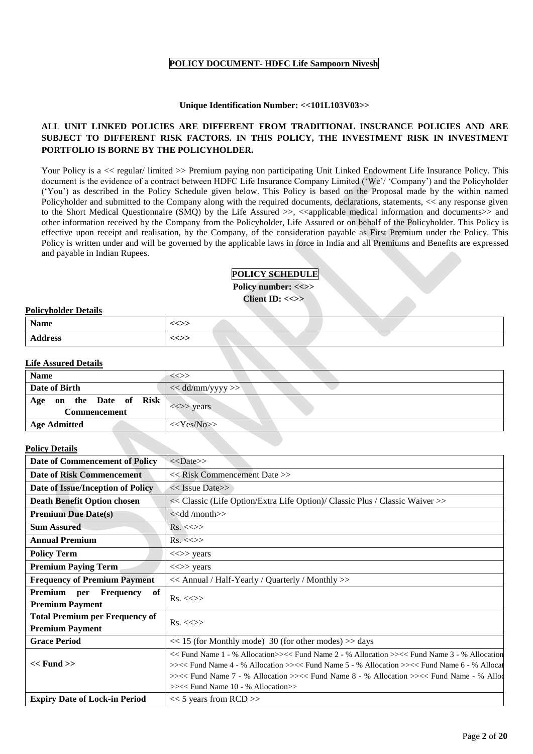# POLICY DOCUMENT- HDFC Life Sampoorn Nivesh

**Unique Identification Number: <<101L103V03>>**

**ALL UNIT LINKED POLICIES ARE DIFFERENT FROM TRADITIONAL INSURANCE POLICIES AND ARE SUBJECT TO DIFFERENT RISK FACTORS. IN THIS POLICY, THE INVESTMENT RISK IN INVESTMENT PORTFOLIO IS BORNE BY THE POLICYHOLDER.**

Your Policy is a << regular/ limited >> Premium paying non participating Unit Linked Endowment Life Insurance Policy. This document is the evidence of a contract between HDFC Life Insurance Company Limited ('We'/ 'Company') and the Policyholder ('You') as described in the Policy Schedule given below. This Policy is based on the Proposal made by the within named Policyholder and submitted to the Company along with the required documents, declarations, statements, << any response given to the Short Medical Questionnaire (SMQ) by the Life Assured >>, <<applicable medical information and documents>> and other information received by the Company from the Policyholder, Life Assured or on behalf of the Policyholder. This Policy is effective upon receipt and realisation, by the Company, of the consideration payable as First Premium under the Policy. This Policy is written under and will be governed by the applicable laws in force in India and all Premiums and Benefits are expressed and payable in Indian Rupees.

## POLICY SCHEDULE

**Policy number: <<>>**

**Client ID: <<>>**

**Policyholder Details**

| | |
|---|---|
| **Name** | <<>> |
| **Address** | <<>> |

**Life Assured Details**

| | |
|---|---|
| **Name** | <<>> |
| **Date of Birth** | << dd/mm/yyyy >> |
| **Age on the Date of Risk Commencement** | <<>> years |
| **Age Admitted** | <<Yes/No>> |

**Policy Details**

| | |
|---|---|
| **Date of Commencement of Policy** | <<Date>> |
| **Date of Risk Commencement** | << Risk Commencement Date >> |
| **Date of Issue/Inception of Policy** | << Issue Date>> |
| **Death Benefit Option chosen** | << Classic (Life Option/Extra Life Option)/ Classic Plus / Classic Waiver >> |
| **Premium Due Date(s)** | <<dd /month>> |
| **Sum Assured** | Rs. <<>> |
| **Annual Premium** | Rs. <<>> |
| **Policy Term** | <<>> years |
| **Premium Paying Term** | <<>> years |
| **Frequency of Premium Payment** | << Annual / Half-Yearly / Quarterly / Monthly >> |
| **Premium per Frequency of Premium Payment** | Rs. <<>> |
| **Total Premium per Frequency of Premium Payment** | Rs. <<>> |
| **Grace Period** | << 15 (for Monthly mode) 30 (for other modes) >> days |
| **<< Fund >>** | << Fund Name 1 - % Allocation>><< Fund Name 2 - % Allocation >><< Fund Name 3 - % Allocation >><< Fund Name 4 - % Allocation >><< Fund Name 5 - % Allocation >><< Fund Name 6 - % Allocat >><< Fund Name 7 - % Allocation >><< Fund Name 8 - % Allocation >><< Fund Name - % Allo >><< Fund Name 10 - % Allocation>> |
| **Expiry Date of Lock-in Period** | << 5 years from RCD >> |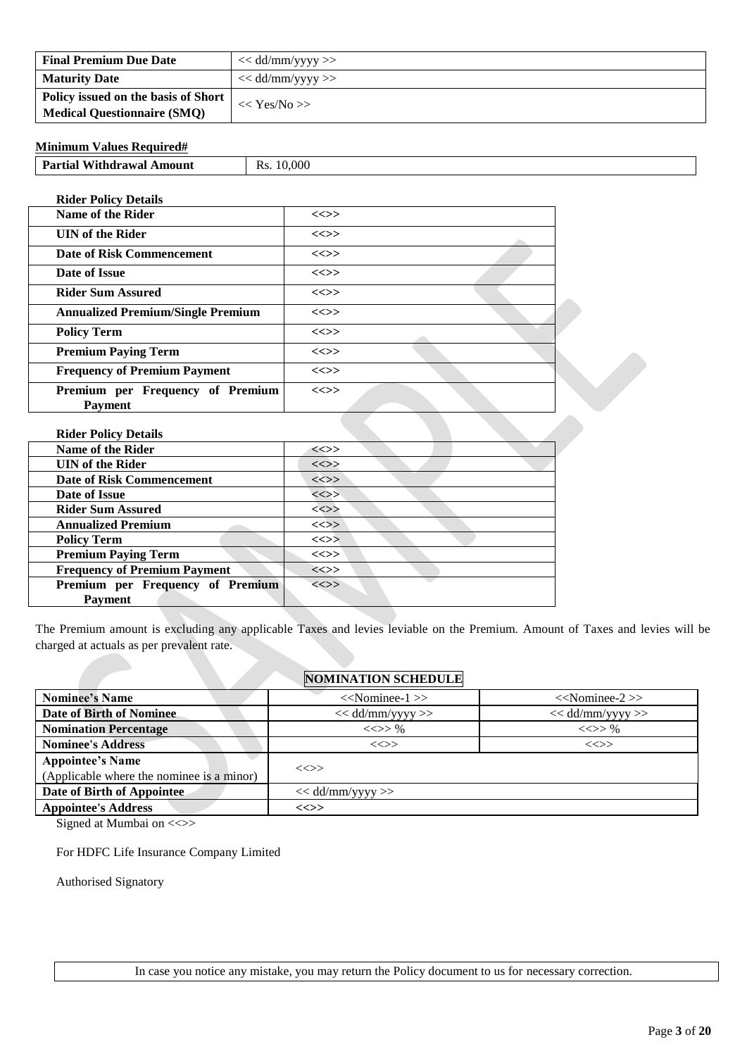| Final Premium Due Date | << dd/mm/yyyy >> |
|---|---|
| Maturity Date | << dd/mm/yyyy >> |
| Policy issued on the basis of Short Medical Questionnaire (SMQ) | << Yes/No >> |

**Minimum Values Required#**

| Partial Withdrawal Amount | Rs. 10,000 |
|---|---|

**Rider Policy Details**

| Name of the Rider | <<>> |
|---|---|
| UIN of the Rider | <<>> |
| Date of Risk Commencement | <<>> |
| Date of Issue | <<>> |
| Rider Sum Assured | <<>> |
| Annualized Premium/Single Premium | <<>> |
| Policy Term | <<>> |
| Premium Paying Term | <<>> |
| Frequency of Premium Payment | <<>> |
| Premium per Frequency of Premium Payment | <<>> |

**Rider Policy Details**

| Name of the Rider | <<>> |
|---|---|
| UIN of the Rider | <<>> |
| Date of Risk Commencement | <<>> |
| Date of Issue | <<>> |
| Rider Sum Assured | <<>> |
| Annualized Premium | <<>> |
| Policy Term | <<>> |
| Premium Paying Term | <<>> |
| Frequency of Premium Payment | <<>> |
| Premium per Frequency of Premium Payment | <<>> |

The Premium amount is excluding any applicable Taxes and levies leviable on the Premium. Amount of Taxes and levies will be charged at actuals as per prevalent rate.

**NOMINATION SCHEDULE**

| Nominee's Name | <<Nominee-1 >> | <<Nominee-2 >> |
|---|---|---|
| Date of Birth of Nominee | << dd/mm/yyyy >> | << dd/mm/yyyy >> |
| Nomination Percentage | <<>> % | <<>> % |
| Nominee's Address | <<>> | <<>> |
| Appointee's Name (Applicable where the nominee is a minor) | <<>> | |
| Date of Birth of Appointee | << dd/mm/yyyy >> | |
| Appointee's Address | <<>> | |

Signed at Mumbai on <<>>

For HDFC Life Insurance Company Limited

Authorised Signatory

In case you notice any mistake, you may return the Policy document to us for necessary correction.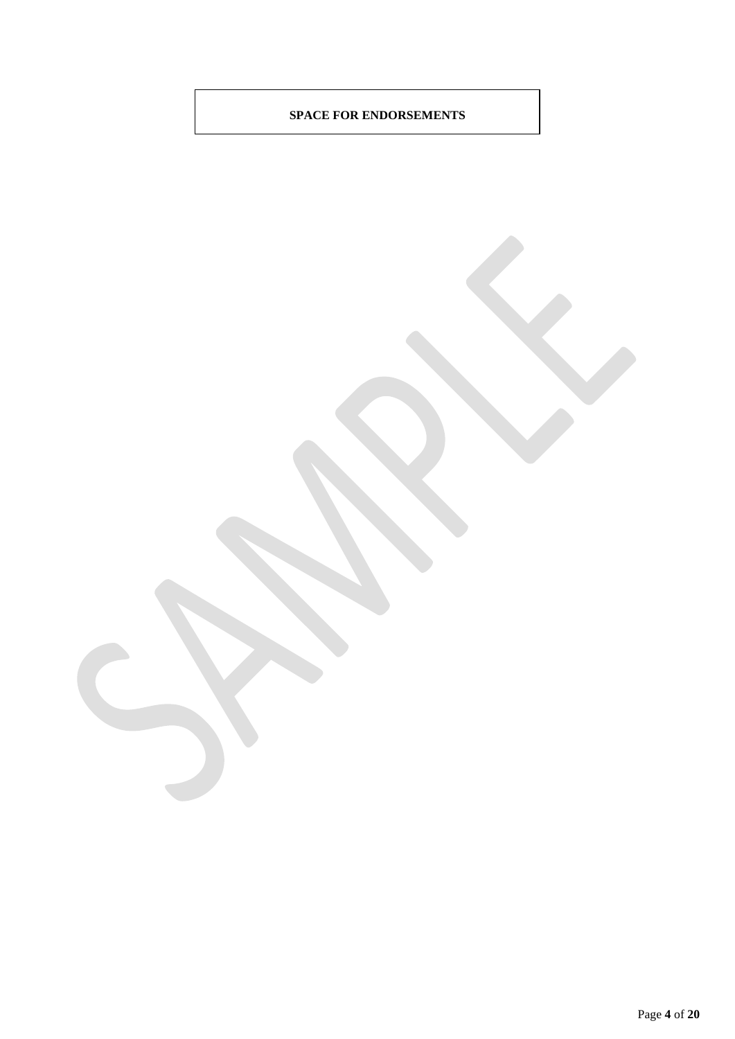**SPACE FOR ENDORSEMENTS**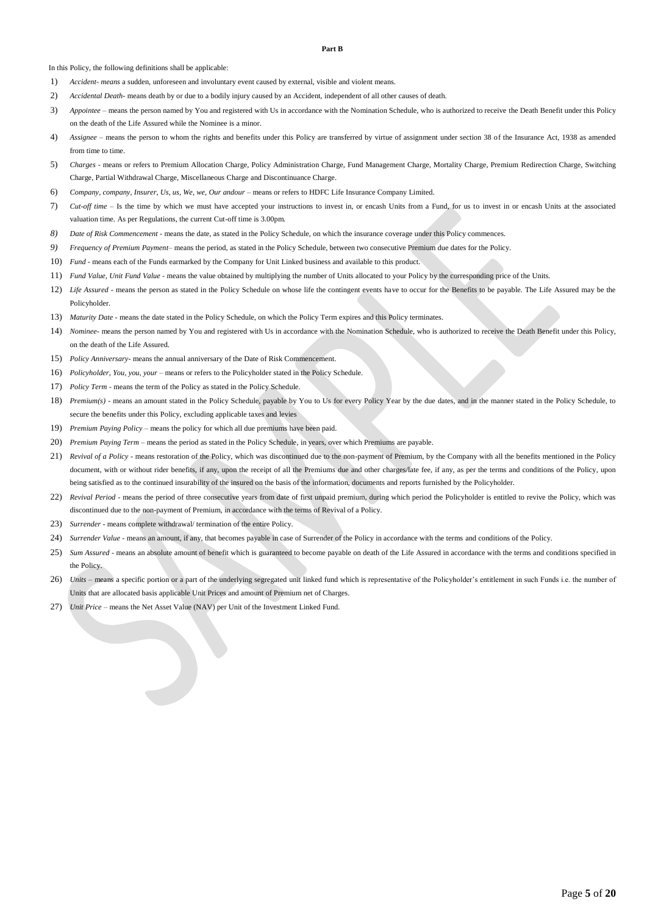**Part B**

In this Policy, the following definitions shall be applicable:

1) *Accident- means* a sudden, unforeseen and involuntary event caused by external, visible and violent means.
2) *Accidental Death-* means death by or due to a bodily injury caused by an Accident, independent of all other causes of death.
3) *Appointee* – means the person named by You and registered with Us in accordance with the Nomination Schedule, who is authorized to receive the Death Benefit under this Policy on the death of the Life Assured while the Nominee is a minor.
4) *Assignee* – means the person to whom the rights and benefits under this Policy are transferred by virtue of assignment under section 38 of the Insurance Act, 1938 as amended from time to time.
5) *Charges* - means or refers to Premium Allocation Charge, Policy Administration Charge, Fund Management Charge, Mortality Charge, Premium Redirection Charge, Switching Charge, Partial Withdrawal Charge, Miscellaneous Charge and Discontinuance Charge.
6) *Company, company, Insurer, Us, us, We, we, Our andour* – means or refers to HDFC Life Insurance Company Limited.
7) *Cut-off time* – Is the time by which we must have accepted your instructions to invest in, or encash Units from a Fund, for us to invest in or encash Units at the associated valuation time. As per Regulations, the current Cut-off time is 3.00pm.
8) *Date of Risk Commencement* - means the date, as stated in the Policy Schedule, on which the insurance coverage under this Policy commences.
9) *Frequency of Premium Payment*– means the period, as stated in the Policy Schedule, between two consecutive Premium due dates for the Policy.
10) *Fund* - means each of the Funds earmarked by the Company for Unit Linked business and available to this product.
11) *Fund Value, Unit Fund Value* - means the value obtained by multiplying the number of Units allocated to your Policy by the corresponding price of the Units.
12) *Life Assured* - means the person as stated in the Policy Schedule on whose life the contingent events have to occur for the Benefits to be payable. The Life Assured may be the Policyholder.
13) *Maturity Date* - means the date stated in the Policy Schedule, on which the Policy Term expires and this Policy terminates.
14) *Nominee*- means the person named by You and registered with Us in accordance with the Nomination Schedule, who is authorized to receive the Death Benefit under this Policy, on the death of the Life Assured.
15) *Policy Anniversary*- means the annual anniversary of the Date of Risk Commencement.
16) *Policyholder, You, you, your* – means or refers to the Policyholder stated in the Policy Schedule.
17) *Policy Term* - means the term of the Policy as stated in the Policy Schedule.
18) *Premium(s)* - means an amount stated in the Policy Schedule, payable by You to Us for every Policy Year by the due dates, and in the manner stated in the Policy Schedule, to secure the benefits under this Policy, excluding applicable taxes and levies
19) *Premium Paying Policy* – means the policy for which all due premiums have been paid.
20) *Premium Paying Term* – means the period as stated in the Policy Schedule, in years, over which Premiums are payable.
21) *Revival of a Policy* - means restoration of the Policy, which was discontinued due to the non-payment of Premium, by the Company with all the benefits mentioned in the Policy document, with or without rider benefits, if any, upon the receipt of all the Premiums due and other charges/late fee, if any, as per the terms and conditions of the Policy, upon being satisfied as to the continued insurability of the insured on the basis of the information, documents and reports furnished by the Policyholder.
22) *Revival Period* - means the period of three consecutive years from date of first unpaid premium, during which period the Policyholder is entitled to revive the Policy, which was discontinued due to the non-payment of Premium, in accordance with the terms of Revival of a Policy.
23) *Surrender* - means complete withdrawal/ termination of the entire Policy.
24) *Surrender Value* - means an amount, if any, that becomes payable in case of Surrender of the Policy in accordance with the terms and conditions of the Policy.
25) *Sum Assured* - means an absolute amount of benefit which is guaranteed to become payable on death of the Life Assured in accordance with the terms and conditions specified in the Policy.
26) *Units* – means a specific portion or a part of the underlying segregated unit linked fund which is representative of the Policyholder's entitlement in such Funds i.e. the number of Units that are allocated basis applicable Unit Prices and amount of Premium net of Charges.
27) *Unit Price* – means the Net Asset Value (NAV) per Unit of the Investment Linked Fund.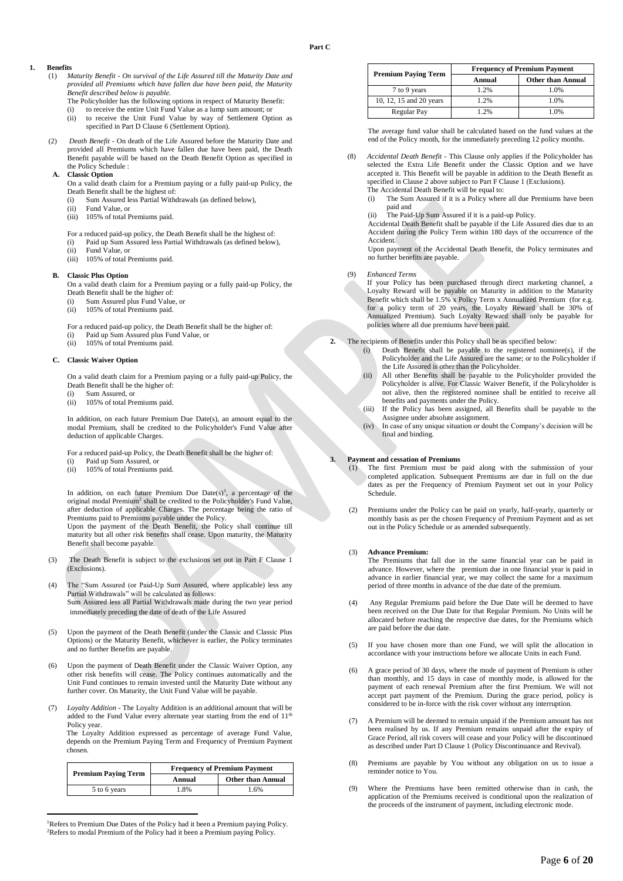**Part C**

1. **Benefits**

(1) *Maturity Benefit - On survival of the Life Assured till the Maturity Date and provided all Premiums which have fallen due have been paid, the Maturity Benefit described below is payable.*

The Policyholder has the following options in respect of Maturity Benefit:

(i) to receive the entire Unit Fund Value as a lump sum amount; or
(ii) to receive the Unit Fund Value by way of Settlement Option as specified in Part D Clause 6 (Settlement Option).

(2) *Death Benefit* - On death of the Life Assured before the Maturity Date and provided all Premiums which have fallen due have been paid, the Death Benefit payable will be based on the Death Benefit Option as specified in the Policy Schedule :

**A. Classic Option**

On a valid death claim for a Premium paying or a fully paid-up Policy, the Death Benefit shall be the highest of:

(i) Sum Assured less Partial Withdrawals (as defined below),
(ii) Fund Value, or
(iii) 105% of total Premiums paid.

For a reduced paid-up policy, the Death Benefit shall be the highest of:

(i) Paid up Sum Assured less Partial Withdrawals (as defined below),
(ii) Fund Value, or
(iii) 105% of total Premiums paid.

**B. Classic Plus Option**

On a valid death claim for a Premium paying or a fully paid-up Policy, the Death Benefit shall be the higher of:

(i) Sum Assured plus Fund Value, or
(ii) 105% of total Premiums paid.

For a reduced paid-up policy, the Death Benefit shall be the higher of:

(i) Paid up Sum Assured plus Fund Value, or
(ii) 105% of total Premiums paid.

**C. Classic Waiver Option**

On a valid death claim for a Premium paying or a fully paid-up Policy, the Death Benefit shall be the higher of:

(i) Sum Assured, or
(ii) 105% of total Premiums paid.

In addition, on each future Premium Due Date(s), an amount equal to the modal Premium, shall be credited to the Policyholder's Fund Value after deduction of applicable Charges.

For a reduced paid-up Policy, the Death Benefit shall be the higher of:

(i) Paid up Sum Assured, or
(ii) 105% of total Premiums paid.

In addition, on each future Premium Due Date(s)[1], a percentage of the original modal Premium[2] shall be credited to the Policyholder's Fund Value, after deduction of applicable Charges. The percentage being the ratio of Premiums paid to Premiums payable under the Policy.

Upon the payment of the Death Benefit, the Policy shall continue till maturity but all other risk benefits shall cease. Upon maturity, the Maturity Benefit shall become payable.

(3) The Death Benefit is subject to the exclusions set out in Part F Clause 1 (Exclusions).

(4) The "Sum Assured (or Paid-Up Sum Assured, where applicable) less any Partial Withdrawals" will be calculated as follows:
Sum Assured less all Partial Withdrawals made during the two year period immediately preceding the date of death of the Life Assured

(5) Upon the payment of the Death Benefit (under the Classic and Classic Plus Options) or the Maturity Benefit, whichever is earlier, the Policy terminates and no further Benefits are payable.

(6) Upon the payment of Death Benefit under the Classic Waiver Option, any other risk benefits will cease. The Policy continues automatically and the Unit Fund continues to remain invested until the Maturity Date without any further cover. On Maturity, the Unit Fund Value will be payable.

(7) *Loyalty Addition* - The Loyalty Addition is an additional amount that will be added to the Fund Value every alternate year starting from the end of 11th Policy year.

The Loyalty Addition expressed as percentage of average Fund Value, depends on the Premium Paying Term and Frequency of Premium Payment chosen.

| Premium Paying Term | Frequency of Premium Payment | |
|---|---|---|
| | Annual | Other than Annual |
| 5 to 6 years | 1.8% | 1.6% |
| 7 to 9 years | 1.2% | 1.0% |
| 10, 12, 15 and 20 years | 1.2% | 1.0% |
| Regular Pay | 1.2% | 1.0% |

The average fund value shall be calculated based on the fund values at the end of the Policy month, for the immediately preceding 12 policy months.

(8) *Accidental Death Benefit* - This Clause only applies if the Policyholder has selected the Extra Life Benefit under the Classic Option and we have accepted it. This Benefit will be payable in addition to the Death Benefit as specified in Clause 2 above subject to Part F Clause 1 (Exclusions).

The Accidental Death Benefit will be equal to:

(i) The Sum Assured if it is a Policy where all due Premiums have been paid and
(ii) The Paid-Up Sum Assured if it is a paid-up Policy.

Accidental Death Benefit shall be payable if the Life Assured dies due to an Accident during the Policy Term within 180 days of the occurrence of the Accident.

Upon payment of the Accidental Death Benefit, the Policy terminates and no further benefits are payable.

(9) *Enhanced Terms*

If your Policy has been purchased through direct marketing channel, a Loyalty Reward will be payable on Maturity in addition to the Maturity Benefit which shall be 1.5% x Policy Term x Annualized Premium (for e.g. for a policy term of 20 years, the Loyalty Reward shall be 30% of Annualized Premium). Such Loyalty Reward shall only be payable for policies where all due premiums have been paid.

2. The recipients of Benefits under this Policy shall be as specified below:

(i) Death Benefit shall be payable to the registered nominee(s), if the Policyholder and the Life Assured are the same; or to the Policyholder if the Life Assured is other than the Policyholder.
(ii) All other Benefits shall be payable to the Policyholder provided the Policyholder is alive. For Classic Waiver Benefit, if the Policyholder is not alive, then the registered nominee shall be entitled to receive all benefits and payments under the Policy.
(iii) If the Policy has been assigned, all Benefits shall be payable to the Assignee under absolute assignment.
(iv) In case of any unique situation or doubt the Company's decision will be final and binding.

3. **Payment and cessation of Premiums**

(1) The first Premium must be paid along with the submission of your completed application. Subsequent Premiums are due in full on the due dates as per the Frequency of Premium Payment set out in your Policy Schedule.

(2) Premiums under the Policy can be paid on yearly, half-yearly, quarterly or monthly basis as per the chosen Frequency of Premium Payment and as set out in the Policy Schedule or as amended subsequently.

(3) **Advance Premium:**
The Premiums that fall due in the same financial year can be paid in advance. However, where the premium due in one financial year is paid in advance in earlier financial year, we may collect the same for a maximum period of three months in advance of the due date of the premium.

(4) Any Regular Premiums paid before the Due Date will be deemed to have been received on the Due Date for that Regular Premium. No Units will be allocated before reaching the respective due dates, for the Premiums which are paid before the due date.

(5) If you have chosen more than one Fund, we will split the allocation in accordance with your instructions before we allocate Units in each Fund.

(6) A grace period of 30 days, where the mode of payment of Premium is other than monthly, and 15 days in case of monthly mode, is allowed for the payment of each renewal Premium after the first Premium. We will not accept part payment of the Premium. During the grace period, policy is considered to be in-force with the risk cover without any interruption.

(7) A Premium will be deemed to remain unpaid if the Premium amount has not been realised by us. If any Premium remains unpaid after the expiry of Grace Period, all risk covers will cease and your Policy will be discontinued as described under Part D Clause 1 (Policy Discontinuance and Revival).

(8) Premiums are payable by You without any obligation on us to issue a reminder notice to You.

(9) Where the Premiums have been remitted otherwise than in cash, the application of the Premiums received is conditional upon the realization of the proceeds of the instrument of payment, including electronic mode.

---

[1] Refers to Premium Due Dates of the Policy had it been a Premium paying Policy.
[2] Refers to modal Premium of the Policy had it been a Premium paying Policy.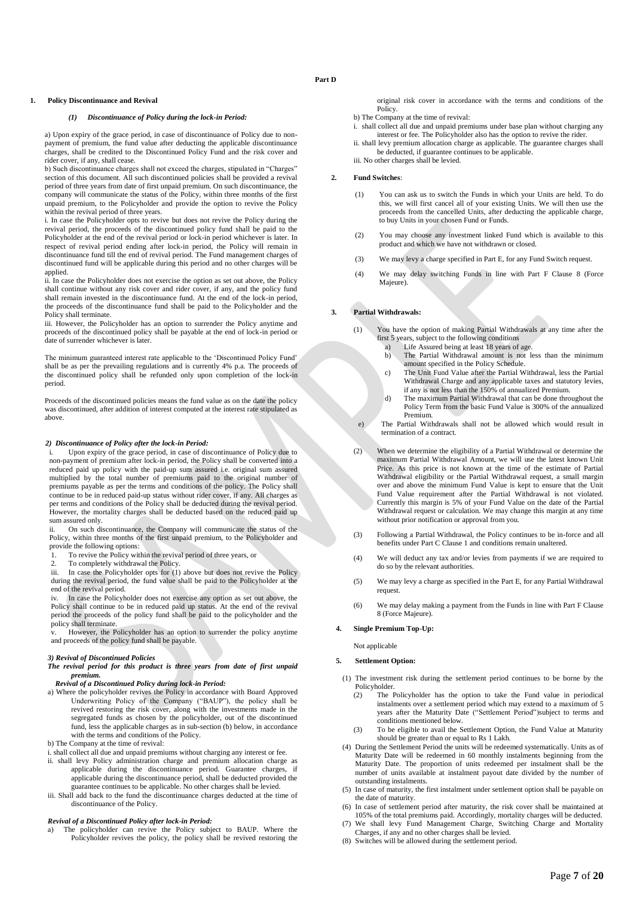## Part D

### 1. Policy Discontinuance and Revival

#### *(1) Discontinuance of Policy during the lock-in Period:*

a) Upon expiry of the grace period, in case of discontinuance of Policy due to non-payment of premium, the fund value after deducting the applicable discontinuance charges, shall be credited to the Discontinued Policy Fund and the risk cover and rider cover, if any, shall cease.

b) Such discontinuance charges shall not exceed the charges, stipulated in "Charges" section of this document. All such discontinued policies shall be provided a revival period of three years from date of first unpaid premium. On such discontinuance, the company will communicate the status of the Policy, within three months of the first unpaid premium, to the Policyholder and provide the option to revive the Policy within the revival period of three years.

i. In case the Policyholder opts to revive but does not revive the Policy during the revival period, the proceeds of the discontinued policy fund shall be paid to the Policyholder at the end of the revival period or lock-in period whichever is later. In respect of revival period ending after lock-in period, the Policy will remain in discontinuance fund till the end of revival period. The Fund management charges of discontinued fund will be applicable during this period and no other charges will be applied.

ii. In case the Policyholder does not exercise the option as set out above, the Policy shall continue without any risk cover and rider cover, if any, and the policy fund shall remain invested in the discontinuance fund. At the end of the lock-in period, the proceeds of the discontinuance fund shall be paid to the Policyholder and the Policy shall terminate.

iii. However, the Policyholder has an option to surrender the Policy anytime and proceeds of the discontinued policy shall be payable at the end of lock-in period or date of surrender whichever is later.

The minimum guaranteed interest rate applicable to the 'Discontinued Policy Fund' shall be as per the prevailing regulations and is currently 4% p.a. The proceeds of the discontinued policy shall be refunded only upon completion of the lock-in period.

Proceeds of the discontinued policies means the fund value as on the date the policy was discontinued, after addition of interest computed at the interest rate stipulated as above.

#### *2) Discontinuance of Policy after the lock-in Period:*

i. Upon expiry of the grace period, in case of discontinuance of Policy due to non-payment of premium after lock-in period, the Policy shall be converted into a reduced paid up policy with the paid-up sum assured i.e. original sum assured multiplied by the total number of premiums paid to the original number of premiums payable as per the terms and conditions of the policy. The Policy shall continue to be in reduced paid-up status without rider cover, if any. All charges as per terms and conditions of the Policy shall be deducted during the revival period. However, the mortality charges shall be deducted based on the reduced paid up sum assured only.

ii. On such discontinuance, the Company will communicate the status of the Policy, within three months of the first unpaid premium, to the Policyholder and provide the following options:

1. To revive the Policy within the revival period of three years, or
2. To completely withdrawal the Policy.

iii. In case the Policyholder opts for (1) above but does not revive the Policy during the revival period, the fund value shall be paid to the Policyholder at the end of the revival period.

iv. In case the Policyholder does not exercise any option as set out above, the Policy shall continue to be in reduced paid up status. At the end of the revival period the proceeds of the policy fund shall be paid to the policyholder and the policy shall terminate.

v. However, the Policyholder has an option to surrender the policy anytime and proceeds of the policy fund shall be payable.

#### *3) Revival of Discontinued Policies*

***The revival period for this product is three years from date of first unpaid premium.***

***Revival of a Discontinued Policy during lock-in Period:***

a) Where the policyholder revives the Policy in accordance with Board Approved Underwriting Policy of the Company ("BAUP"), the policy shall be revived restoring the risk cover, along with the investments made in the segregated funds as chosen by the policyholder, out of the discontinued fund, less the applicable charges as in sub-section (b) below, in accordance with the terms and conditions of the Policy.

b) The Company at the time of revival:

i. shall collect all due and unpaid premiums without charging any interest or fee.

ii. shall levy Policy administration charge and premium allocation charge as applicable during the discontinuance period. Guarantee charges, if applicable during the discontinuance period, shall be deducted provided the guarantee continues to be applicable. No other charges shall be levied.

iii. Shall add back to the fund the discontinuance charges deducted at the time of discontinuance of the Policy.

***Revival of a Discontinued Policy after lock-in Period:***

a) The policyholder can revive the Policy subject to BAUP. Where the Policyholder revives the policy, the policy shall be revived restoring the original risk cover in accordance with the terms and conditions of the Policy.

b) The Company at the time of revival:

i. shall collect all due and unpaid premiums under base plan without charging any interest or fee. The Policyholder also has the option to revive the rider.

ii. shall levy premium allocation charge as applicable. The guarantee charges shall be deducted, if guarantee continues to be applicable.

iii. No other charges shall be levied.

### 2. Fund Switches:

(1) You can ask us to switch the Funds in which your Units are held. To do this, we will first cancel all of your existing Units. We will then use the proceeds from the cancelled Units, after deducting the applicable charge, to buy Units in your chosen Fund or Funds.

(2) You may choose any investment linked Fund which is available to this product and which we have not withdrawn or closed.

(3) We may levy a charge specified in Part E, for any Fund Switch request.

(4) We may delay switching Funds in line with Part F Clause 8 (Force Majeure).

### 3. Partial Withdrawals:

(1) You have the option of making Partial Withdrawals at any time after the first 5 years, subject to the following conditions

a) Life Assured being at least 18 years of age.

b) The Partial Withdrawal amount is not less than the minimum amount specified in the Policy Schedule.

c) The Unit Fund Value after the Partial Withdrawal, less the Partial Withdrawal Charge and any applicable taxes and statutory levies, if any is not less than the 150% of annualized Premium.

d) The maximum Partial Withdrawal that can be done throughout the Policy Term from the basic Fund Value is 300% of the annualized Premium.

e) The Partial Withdrawals shall not be allowed which would result in termination of a contract.

(2) When we determine the eligibility of a Partial Withdrawal or determine the maximum Partial Withdrawal Amount, we will use the latest known Unit Price. As this price is not known at the time of the estimate of Partial Withdrawal eligibility or the Partial Withdrawal request, a small margin over and above the minimum Fund Value is kept to ensure that the Unit Fund Value requirement after the Partial Withdrawal is not violated. Currently this margin is 5% of your Fund Value on the date of the Partial Withdrawal request or calculation. We may change this margin at any time without prior notification or approval from you.

(3) Following a Partial Withdrawal, the Policy continues to be in-force and all benefits under Part C Clause 1 and conditions remain unaltered.

(4) We will deduct any tax and/or levies from payments if we are required to do so by the relevant authorities.

(5) We may levy a charge as specified in the Part E, for any Partial Withdrawal request.

(6) We may delay making a payment from the Funds in line with Part F Clause 8 (Force Majeure).

### 4. Single Premium Top-Up:

Not applicable

### 5. Settlement Option:

(1) The investment risk during the settlement period continues to be borne by the Policyholder.

(2) The Policyholder has the option to take the Fund value in periodical instalments over a settlement period which may extend to a maximum of 5 years after the Maturity Date ("Settlement Period")subject to terms and conditions mentioned below.

(3) To be eligible to avail the Settlement Option, the Fund Value at Maturity should be greater than or equal to Rs 1 Lakh.

(4) During the Settlement Period the units will be redeemed systematically. Units as of Maturity Date will be redeemed in 60 monthly instalments beginning from the Maturity Date. The proportion of units redeemed per instalment shall be the number of units available at instalment payout date divided by the number of outstanding instalments.

(5) In case of maturity, the first instalment under settlement option shall be payable on the date of maturity.

(6) In case of settlement period after maturity, the risk cover shall be maintained at 105% of the total premiums paid. Accordingly, mortality charges will be deducted.

(7) We shall levy Fund Management Charge, Switching Charge and Mortality Charges, if any and no other charges shall be levied.

(8) Switches will be allowed during the settlement period.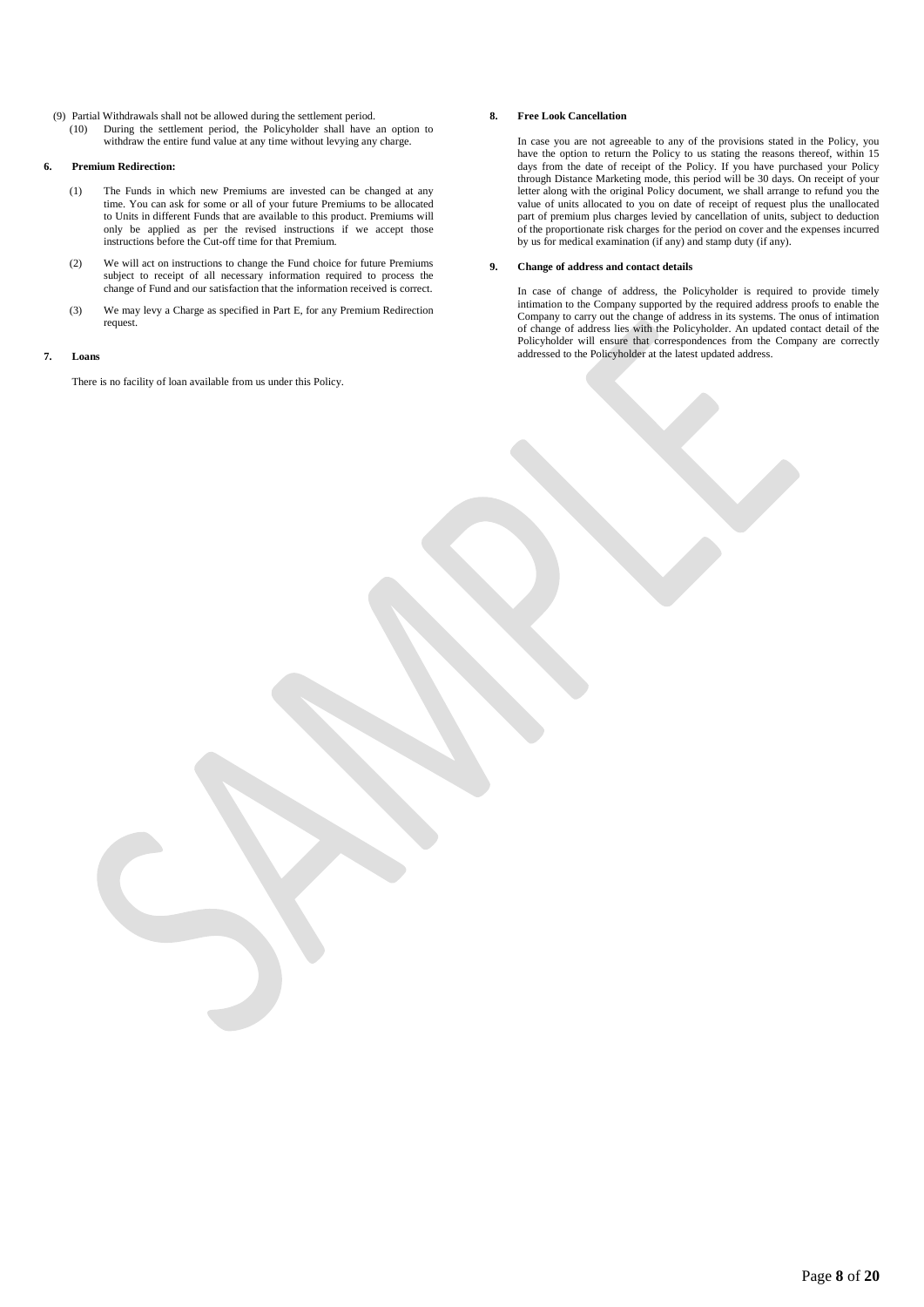(9) Partial Withdrawals shall not be allowed during the settlement period.

(10) During the settlement period, the Policyholder shall have an option to withdraw the entire fund value at any time without levying any charge.

**6. Premium Redirection:**

(1) The Funds in which new Premiums are invested can be changed at any time. You can ask for some or all of your future Premiums to be allocated to Units in different Funds that are available to this product. Premiums will only be applied as per the revised instructions if we accept those instructions before the Cut-off time for that Premium.

(2) We will act on instructions to change the Fund choice for future Premiums subject to receipt of all necessary information required to process the change of Fund and our satisfaction that the information received is correct.

(3) We may levy a Charge as specified in Part E, for any Premium Redirection request.

**7. Loans**

There is no facility of loan available from us under this Policy.

**8. Free Look Cancellation**

In case you are not agreeable to any of the provisions stated in the Policy, you have the option to return the Policy to us stating the reasons thereof, within 15 days from the date of receipt of the Policy. If you have purchased your Policy through Distance Marketing mode, this period will be 30 days. On receipt of your letter along with the original Policy document, we shall arrange to refund you the value of units allocated to you on date of receipt of request plus the unallocated part of premium plus charges levied by cancellation of units, subject to deduction of the proportionate risk charges for the period on cover and the expenses incurred by us for medical examination (if any) and stamp duty (if any).

**9. Change of address and contact details**

In case of change of address, the Policyholder is required to provide timely intimation to the Company supported by the required address proofs to enable the Company to carry out the change of address in its systems. The onus of intimation of change of address lies with the Policyholder. An updated contact detail of the Policyholder will ensure that correspondences from the Company are correctly addressed to the Policyholder at the latest updated address.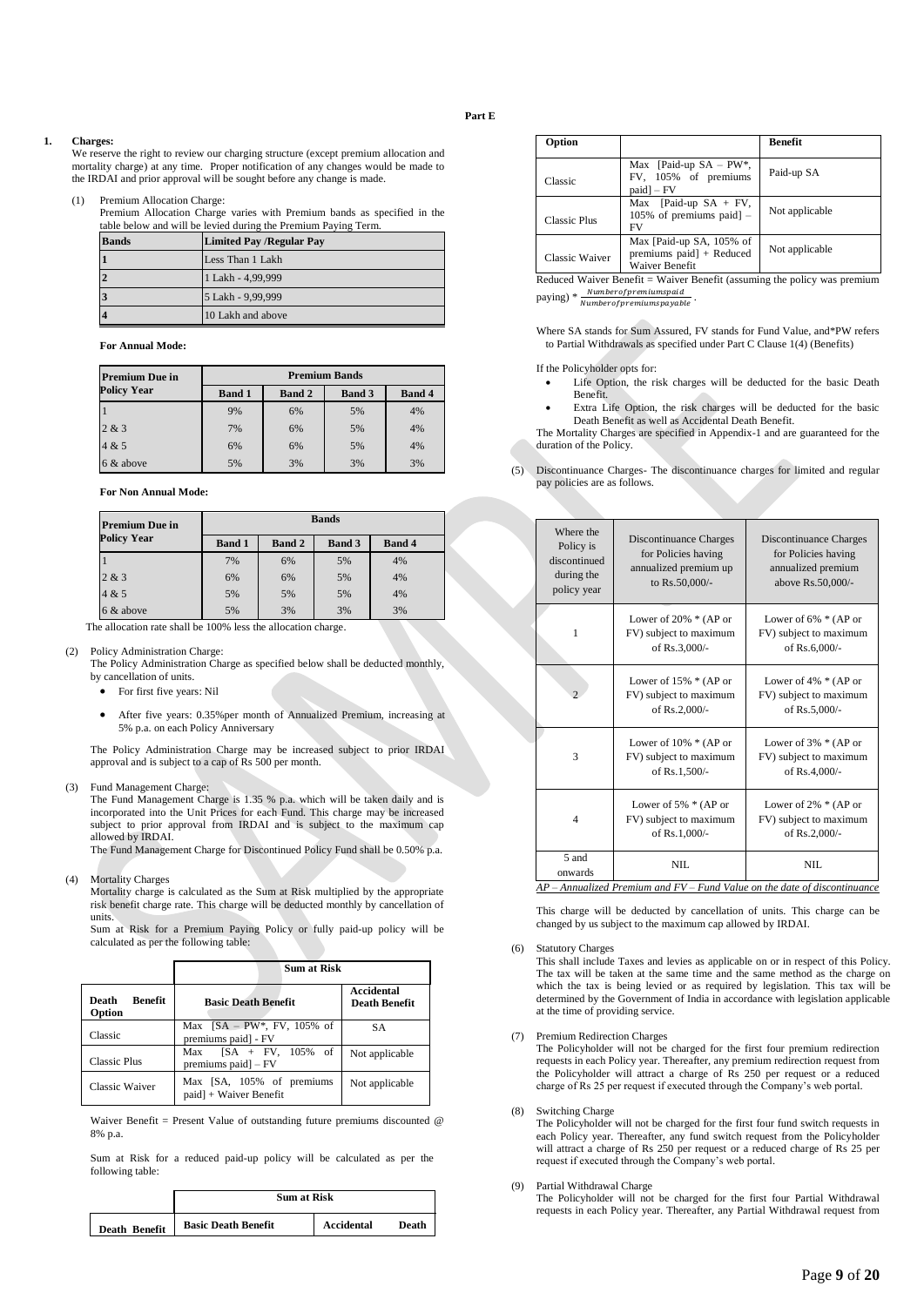**Part E**

1. **Charges:**

We reserve the right to review our charging structure (except premium allocation and mortality charge) at any time. Proper notification of any changes would be made to the IRDAI and prior approval will be sought before any change is made.

(1) Premium Allocation Charge:

Premium Allocation Charge varies with Premium bands as specified in the table below and will be levied during the Premium Paying Term.

| Bands | Limited Pay /Regular Pay |
|---|---|
| 1 | Less Than 1 Lakh |
| 2 | 1 Lakh - 4,99,999 |
| 3 | 5 Lakh - 9,99,999 |
| 4 | 10 Lakh and above |

**For Annual Mode:**

| Premium Due in Policy Year | Premium Bands | | | |
|---|---|---|---|---|
| | Band 1 | Band 2 | Band 3 | Band 4 |
| 1 | 9% | 6% | 5% | 4% |
| 2 & 3 | 7% | 6% | 5% | 4% |
| 4 & 5 | 6% | 6% | 5% | 4% |
| 6 & above | 5% | 3% | 3% | 3% |

**For Non Annual Mode:**

| Premium Due in Policy Year | Bands | | | |
|---|---|---|---|---|
| | Band 1 | Band 2 | Band 3 | Band 4 |
| 1 | 7% | 6% | 5% | 4% |
| 2 & 3 | 6% | 6% | 5% | 4% |
| 4 & 5 | 5% | 5% | 5% | 4% |
| 6 & above | 5% | 3% | 3% | 3% |

The allocation rate shall be 100% less the allocation charge.

(2) Policy Administration Charge:

The Policy Administration Charge as specified below shall be deducted monthly, by cancellation of units.

- For first five years: Nil
- After five years: 0.35%per month of Annualized Premium, increasing at 5% p.a. on each Policy Anniversary

The Policy Administration Charge may be increased subject to prior IRDAI approval and is subject to a cap of Rs 500 per month.

(3) Fund Management Charge:

The Fund Management Charge is 1.35 % p.a. which will be taken daily and is incorporated into the Unit Prices for each Fund. This charge may be increased subject to prior approval from IRDAI and is subject to the maximum cap allowed by IRDAI.

The Fund Management Charge for Discontinued Policy Fund shall be 0.50% p.a.

(4) Mortality Charges

Mortality charge is calculated as the Sum at Risk multiplied by the appropriate risk benefit charge rate. This charge will be deducted monthly by cancellation of units.

Sum at Risk for a Premium Paying Policy or fully paid-up policy will be calculated as per the following table:

| | Sum at Risk | |
|---|---|---|
| Death Benefit Option | Basic Death Benefit | Accidental Death Benefit |
| Classic | Max [SA – PW*, FV, 105% of premiums paid] - FV | SA |
| Classic Plus | Max [SA + FV, 105% of premiums paid] – FV | Not applicable |
| Classic Waiver | Max [SA, 105% of premiums paid] + Waiver Benefit | Not applicable |

Waiver Benefit = Present Value of outstanding future premiums discounted @ 8% p.a.

Sum at Risk for a reduced paid-up policy will be calculated as per the following table:

| | Sum at Risk | |
|---|---|---|
| Death Benefit Option | Basic Death Benefit | Accidental Death Benefit |
| Classic | Max [Paid-up SA – PW*, FV, 105% of premiums paid] – FV | Paid-up SA |
| Classic Plus | Max [Paid-up SA + FV, 105% of premiums paid] – FV | Not applicable |
| Classic Waiver | Max [Paid-up SA, 105% of premiums paid] + Reduced Waiver Benefit | Not applicable |

Reduced Waiver Benefit = Waiver Benefit (assuming the policy was premium paying) * $\frac{Number of premiums paid}{Number of premiums payable}$.

Where SA stands for Sum Assured, FV stands for Fund Value, and*PW refers to Partial Withdrawals as specified under Part C Clause 1(4) (Benefits)

If the Policyholder opts for:

- Life Option, the risk charges will be deducted for the basic Death Benefit.
- Extra Life Option, the risk charges will be deducted for the basic Death Benefit as well as Accidental Death Benefit.

The Mortality Charges are specified in Appendix-1 and are guaranteed for the duration of the Policy.

(5) Discontinuance Charges- The discontinuance charges for limited and regular pay policies are as follows.

| Where the Policy is discontinued during the policy year | Discontinuance Charges for Policies having annualized premium up to Rs.50,000/- | Discontinuance Charges for Policies having annualized premium above Rs.50,000/- |
|---|---|---|
| 1 | Lower of 20% * (AP or FV) subject to maximum of Rs.3,000/- | Lower of 6% * (AP or FV) subject to maximum of Rs.6,000/- |
| 2 | Lower of 15% * (AP or FV) subject to maximum of Rs.2,000/- | Lower of 4% * (AP or FV) subject to maximum of Rs.5,000/- |
| 3 | Lower of 10% * (AP or FV) subject to maximum of Rs.1,500/- | Lower of 3% * (AP or FV) subject to maximum of Rs.4,000/- |
| 4 | Lower of 5% * (AP or FV) subject to maximum of Rs.1,000/- | Lower of 2% * (AP or FV) subject to maximum of Rs.2,000/- |
| 5 and onwards | NIL | NIL |

*AP – Annualized Premium and FV – Fund Value on the date of discontinuance*

This charge will be deducted by cancellation of units. This charge can be changed by us subject to the maximum cap allowed by IRDAI.

(6) Statutory Charges

This shall include Taxes and levies as applicable on or in respect of this Policy. The tax will be taken at the same time and the same method as the charge on which the tax is being levied or as required by legislation. This tax will be determined by the Government of India in accordance with legislation applicable at the time of providing service.

(7) Premium Redirection Charges

The Policyholder will not be charged for the first four premium redirection requests in each Policy year. Thereafter, any premium redirection request from the Policyholder will attract a charge of Rs 250 per request or a reduced charge of Rs 25 per request if executed through the Company's web portal.

(8) Switching Charge

The Policyholder will not be charged for the first four fund switch requests in each Policy year. Thereafter, any fund switch request from the Policyholder will attract a charge of Rs 250 per request or a reduced charge of Rs 25 per request if executed through the Company's web portal.

(9) Partial Withdrawal Charge

The Policyholder will not be charged for the first four Partial Withdrawal requests in each Policy year. Thereafter, any Partial Withdrawal request from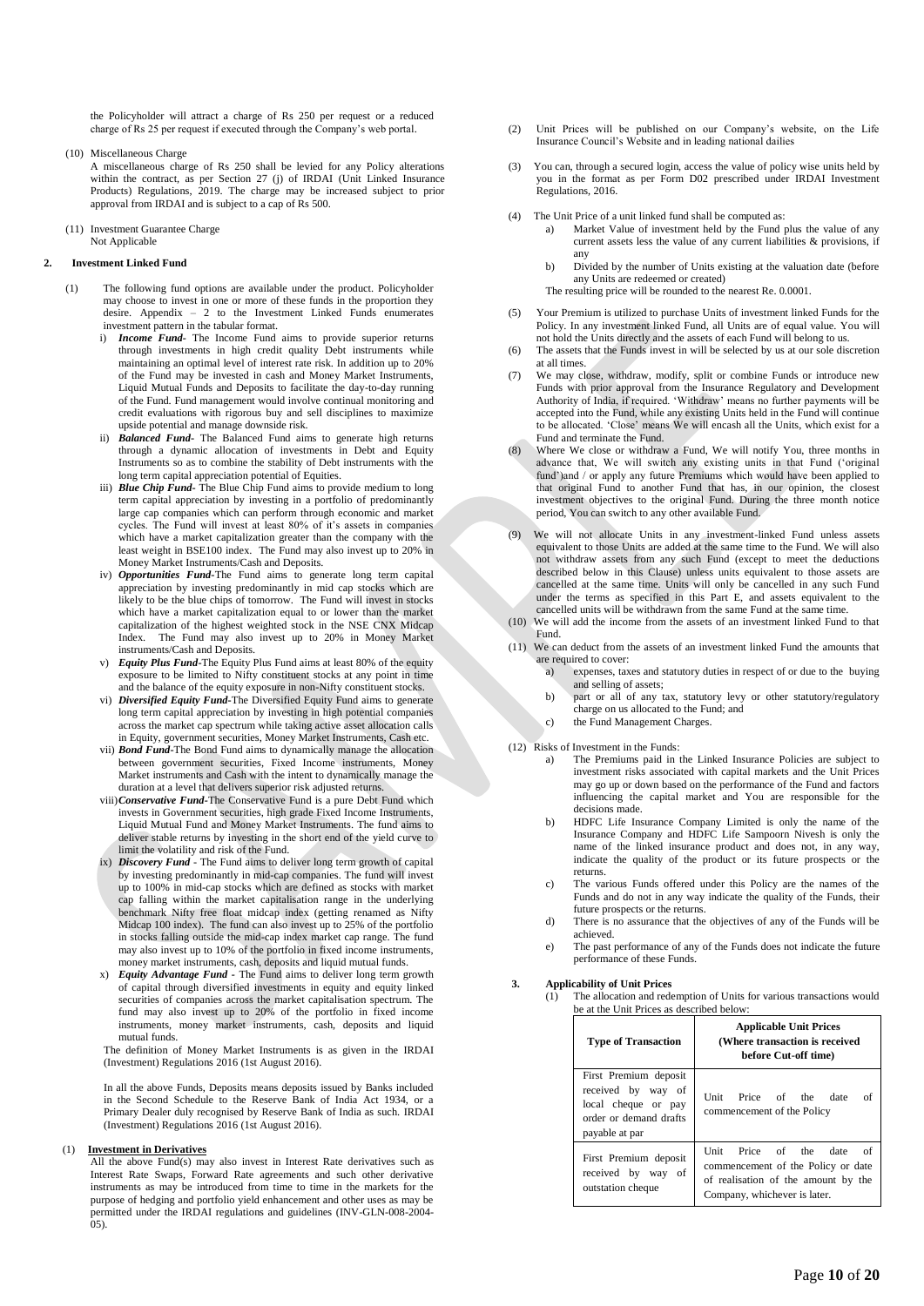the Policyholder will attract a charge of Rs 250 per request or a reduced charge of Rs 25 per request if executed through the Company's web portal.

(10) Miscellaneous Charge
A miscellaneous charge of Rs 250 shall be levied for any Policy alterations within the contract, as per Section 27 (j) of IRDAI (Unit Linked Insurance Products) Regulations, 2019. The charge may be increased subject to prior approval from IRDAI and is subject to a cap of Rs 500.

(11) Investment Guarantee Charge
Not Applicable

**2. Investment Linked Fund**

(1) The following fund options are available under the product. Policyholder may choose to invest in one or more of these funds in the proportion they desire. Appendix – 2 to the Investment Linked Funds enumerates investment pattern in the tabular format.

i) ***Income Fund-*** The Income Fund aims to provide superior returns through investments in high credit quality Debt instruments while maintaining an optimal level of interest rate risk. In addition up to 20% of the Fund may be invested in cash and Money Market Instruments, Liquid Mutual Funds and Deposits to facilitate the day-to-day running of the Fund. Fund management would involve continual monitoring and credit evaluations with rigorous buy and sell disciplines to maximize upside potential and manage downside risk.

ii) ***Balanced Fund-*** The Balanced Fund aims to generate high returns through a dynamic allocation of investments in Debt and Equity Instruments so as to combine the stability of Debt instruments with the long term capital appreciation potential of Equities.

iii) ***Blue Chip Fund-*** The Blue Chip Fund aims to provide medium to long term capital appreciation by investing in a portfolio of predominantly large cap companies which can perform through economic and market cycles. The Fund will invest at least 80% of it's assets in companies which have a market capitalization greater than the company with the least weight in BSE100 index. The Fund may also invest up to 20% in Money Market Instruments/Cash and Deposits.

iv) ***Opportunities Fund-***The Fund aims to generate long term capital appreciation by investing predominantly in mid cap stocks which are likely to be the blue chips of tomorrow. The Fund will invest in stocks which have a market capitalization equal to or lower than the market capitalization of the highest weighted stock in the NSE CNX Midcap Index. The Fund may also invest up to 20% in Money Market instruments/Cash and Deposits.

v) ***Equity Plus Fund-***The Equity Plus Fund aims at least 80% of the equity exposure to be limited to Nifty constituent stocks at any point in time and the balance of the equity exposure in non-Nifty constituent stocks.

vi) ***Diversified Equity Fund-***The Diversified Equity Fund aims to generate long term capital appreciation by investing in high potential companies across the market cap spectrum while taking active asset allocation calls in Equity, government securities, Money Market Instruments, Cash etc.

vii) ***Bond Fund-***The Bond Fund aims to dynamically manage the allocation between government securities, Fixed Income instruments, Money Market instruments and Cash with the intent to dynamically manage the duration at a level that delivers superior risk adjusted returns.

viii) ***Conservative Fund-***The Conservative Fund is a pure Debt Fund which invests in Government securities, high grade Fixed Income Instruments, Liquid Mutual Fund and Money Market Instruments. The fund aims to deliver stable returns by investing in the short end of the yield curve to limit the volatility and risk of the Fund.

ix) ***Discovery Fund*** - The Fund aims to deliver long term growth of capital by investing predominantly in mid-cap companies. The fund will invest up to 100% in mid-cap stocks which are defined as stocks with market cap falling within the market capitalisation range in the underlying benchmark Nifty free float midcap index (getting renamed as Nifty Midcap 100 index). The fund can also invest up to 25% of the portfolio in stocks falling outside the mid-cap index market cap range. The fund may also invest up to 10% of the portfolio in fixed income instruments, money market instruments, cash, deposits and liquid mutual funds.

x) ***Equity Advantage Fund*** - The Fund aims to deliver long term growth of capital through diversified investments in equity and equity linked securities of companies across the market capitalisation spectrum. The fund may also invest up to 20% of the portfolio in fixed income instruments, money market instruments, cash, deposits and liquid mutual funds.

The definition of Money Market Instruments is as given in the IRDAI (Investment) Regulations 2016 (1st August 2016).

In all the above Funds, Deposits means deposits issued by Banks included in the Second Schedule to the Reserve Bank of India Act 1934, or a Primary Dealer duly recognised by Reserve Bank of India as such. IRDAI (Investment) Regulations 2016 (1st August 2016).

(1) **Investment in Derivatives**
All the above Fund(s) may also invest in Interest Rate derivatives such as Interest Rate Swaps, Forward Rate agreements and such other derivative instruments as may be introduced from time to time in the markets for the purpose of hedging and portfolio yield enhancement and other uses as may be permitted under the IRDAI regulations and guidelines (INV-GLN-008-2004-05).

(2) Unit Prices will be published on our Company's website, on the Life Insurance Council's Website and in leading national dailies

(3) You can, through a secured login, access the value of policy wise units held by you in the format as per Form D02 prescribed under IRDAI Investment Regulations, 2016.

(4) The Unit Price of a unit linked fund shall be computed as:
   a) Market Value of investment held by the Fund plus the value of any current assets less the value of any current liabilities & provisions, if any
   b) Divided by the number of Units existing at the valuation date (before any Units are redeemed or created)
   
   The resulting price will be rounded to the nearest Re. 0.0001.

(5) Your Premium is utilized to purchase Units of investment linked Funds for the Policy. In any investment linked Fund, all Units are of equal value. You will not hold the Units directly and the assets of each Fund will belong to us.

(6) The assets that the Funds invest in will be selected by us at our sole discretion at all times.

(7) We may close, withdraw, modify, split or combine Funds or introduce new Funds with prior approval from the Insurance Regulatory and Development Authority of India, if required. 'Withdraw' means no further payments will be accepted into the Fund, while any existing Units held in the Fund will continue to be allocated. 'Close' means We will encash all the Units, which exist for a Fund and terminate the Fund.

(8) Where We close or withdraw a Fund, We will notify You, three months in advance that, We will switch any existing units in that Fund ('original fund')and / or apply any future Premiums which would have been applied to that original Fund to another Fund that has, in our opinion, the closest investment objectives to the original Fund. During the three month notice period, You can switch to any other available Fund.

(9) We will not allocate Units in any investment-linked Fund unless assets equivalent to those Units are added at the same time to the Fund. We will also not withdraw assets from any such Fund (except to meet the deductions described below in this Clause) unless units equivalent to those assets are cancelled at the same time. Units will only be cancelled in any such Fund under the terms as specified in this Part E, and assets equivalent to the cancelled units will be withdrawn from the same Fund at the same time.

(10) We will add the income from the assets of an investment linked Fund to that Fund.

(11) We can deduct from the assets of an investment linked Fund the amounts that are required to cover:
   a) expenses, taxes and statutory duties in respect of or due to the buying and selling of assets;
   b) part or all of any tax, statutory levy or other statutory/regulatory charge on us allocated to the Fund; and
   c) the Fund Management Charges.

(12) Risks of Investment in the Funds:
   a) The Premiums paid in the Linked Insurance Policies are subject to investment risks associated with capital markets and the Unit Prices may go up or down based on the performance of the Fund and factors influencing the capital market and You are responsible for the decisions made.
   b) HDFC Life Insurance Company Limited is only the name of the Insurance Company and HDFC Life Sampoorn Nivesh is only the name of the linked insurance product and does not, in any way, indicate the quality of the product or its future prospects or the returns.
   c) The various Funds offered under this Policy are the names of the Funds and do not in any way indicate the quality of the Funds, their future prospects or the returns.
   d) There is no assurance that the objectives of any of the Funds will be achieved.
   e) The past performance of any of the Funds does not indicate the future performance of these Funds.

**3. Applicability of Unit Prices**

(1) The allocation and redemption of Units for various transactions would be at the Unit Prices as described below:

| Type of Transaction | Applicable Unit Prices (Where transaction is received before Cut-off time) |
|---|---|
| First Premium deposit received by way of local cheque or pay order or demand drafts payable at par | Unit Price of the date of commencement of the Policy |
| First Premium deposit received by way of outstation cheque | Unit Price of the date of commencement of the Policy or date of realisation of the amount by the Company, whichever is later. |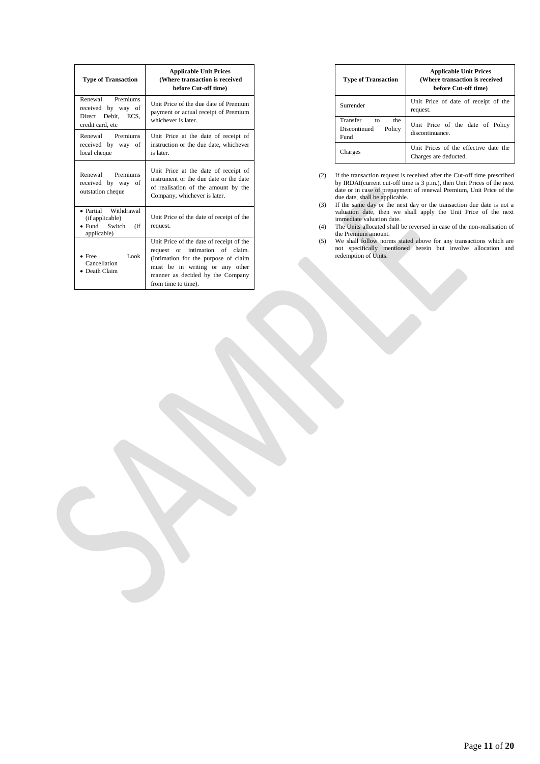| Type of Transaction | Applicable Unit Prices (Where transaction is received before Cut-off time) |
|---|---|
| Renewal Premiums received by way of Direct Debit, ECS, credit card, etc | Unit Price of the due date of Premium payment or actual receipt of Premium whichever is later. |
| Renewal Premiums received by way of local cheque | Unit Price at the date of receipt of instruction or the due date, whichever is later. |
| Renewal Premiums received by way of outstation cheque | Unit Price at the date of receipt of instrument or the due date or the date of realisation of the amount by the Company, whichever is later. |
| • Partial Withdrawal (if applicable) • Fund Switch (if applicable) | Unit Price of the date of receipt of the request. |
| • Free Look Cancellation • Death Claim | Unit Price of the date of receipt of the request or intimation of claim. (Intimation for the purpose of claim must be in writing or any other manner as decided by the Company from time to time). |
| Surrender | Unit Price of date of receipt of the request. |
| Transfer to the Discontinued Policy Fund | Unit Price of the date of Policy discontinuance. |
| Charges | Unit Prices of the effective date the Charges are deducted. |

(2) If the transaction request is received after the Cut-off time prescribed by IRDAI(current cut-off time is 3 p.m.), then Unit Prices of the next date or in case of prepayment of renewal Premium, Unit Price of the due date, shall be applicable.

(3) If the same day or the next day or the transaction due date is not a valuation date, then we shall apply the Unit Price of the next immediate valuation date.

(4) The Units allocated shall be reversed in case of the non-realisation of the Premium amount.

(5) We shall follow norms stated above for any transactions which are not specifically mentioned herein but involve allocation and redemption of Units.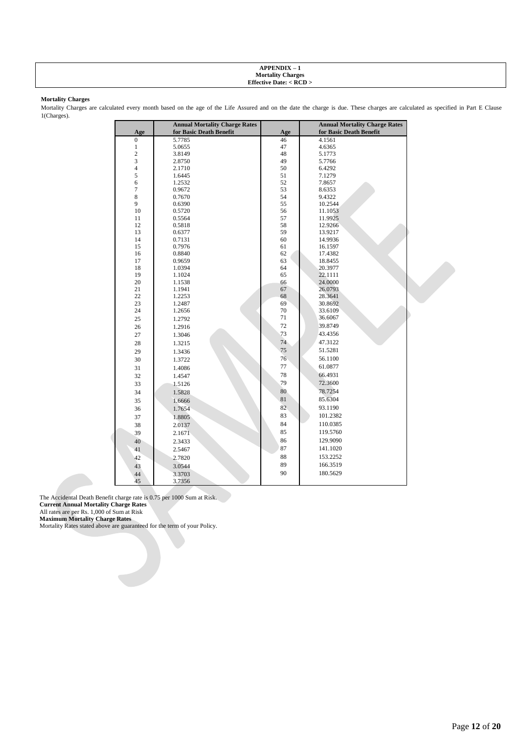**APPENDIX – 1**
**Mortality Charges**
**Effective Date: < RCD >**

**Mortality Charges**

Mortality Charges are calculated every month based on the age of the Life Assured and on the date the charge is due. These charges are calculated as specified in Part E Clause 1(Charges).

| Age | Annual Mortality Charge Rates for Basic Death Benefit | Age | Annual Mortality Charge Rates for Basic Death Benefit |
|---|---|---|---|
| 0 | 5.7785 | 46 | 4.1561 |
| 1 | 5.0655 | 47 | 4.6365 |
| 2 | 3.8149 | 48 | 5.1773 |
| 3 | 2.8750 | 49 | 5.7766 |
| 4 | 2.1710 | 50 | 6.4292 |
| 5 | 1.6445 | 51 | 7.1279 |
| 6 | 1.2532 | 52 | 7.8657 |
| 7 | 0.9672 | 53 | 8.6353 |
| 8 | 0.7670 | 54 | 9.4322 |
| 9 | 0.6390 | 55 | 10.2544 |
| 10 | 0.5720 | 56 | 11.1053 |
| 11 | 0.5564 | 57 | 11.9925 |
| 12 | 0.5818 | 58 | 12.9266 |
| 13 | 0.6377 | 59 | 13.9217 |
| 14 | 0.7131 | 60 | 14.9936 |
| 15 | 0.7976 | 61 | 16.1597 |
| 16 | 0.8840 | 62 | 17.4382 |
| 17 | 0.9659 | 63 | 18.8455 |
| 18 | 1.0394 | 64 | 20.3977 |
| 19 | 1.1024 | 65 | 22.1111 |
| 20 | 1.1538 | 66 | 24.0000 |
| 21 | 1.1941 | 67 | 26.0793 |
| 22 | 1.2253 | 68 | 28.3641 |
| 23 | 1.2487 | 69 | 30.8692 |
| 24 | 1.2656 | 70 | 33.6109 |
| 25 | 1.2792 | 71 | 36.6067 |
| 26 | 1.2916 | 72 | 39.8749 |
| 27 | 1.3046 | 73 | 43.4356 |
| 28 | 1.3215 | 74 | 47.3122 |
| 29 | 1.3436 | 75 | 51.5281 |
| 30 | 1.3722 | 76 | 56.1100 |
| 31 | 1.4086 | 77 | 61.0877 |
| 32 | 1.4547 | 78 | 66.4931 |
| 33 | 1.5126 | 79 | 72.3600 |
| 34 | 1.5828 | 80 | 78.7254 |
| 35 | 1.6666 | 81 | 85.6304 |
| 36 | 1.7654 | 82 | 93.1190 |
| 37 | 1.8805 | 83 | 101.2382 |
| 38 | 2.0137 | 84 | 110.0385 |
| 39 | 2.1671 | 85 | 119.5760 |
| 40 | 2.3433 | 86 | 129.9090 |
| 41 | 2.5467 | 87 | 141.1020 |
| 42 | 2.7820 | 88 | 153.2252 |
| 43 | 3.0544 | 89 | 166.3519 |
| 44 | 3.3703 | 90 | 180.5629 |
| 45 | 3.7356 | | |

The Accidental Death Benefit charge rate is 0.75 per 1000 Sum at Risk.
**Current Annual Mortality Charge Rates**
All rates are per Rs. 1,000 of Sum at Risk
**Maximum Mortality Charge Rates**
Mortality Rates stated above are guaranteed for the term of your Policy.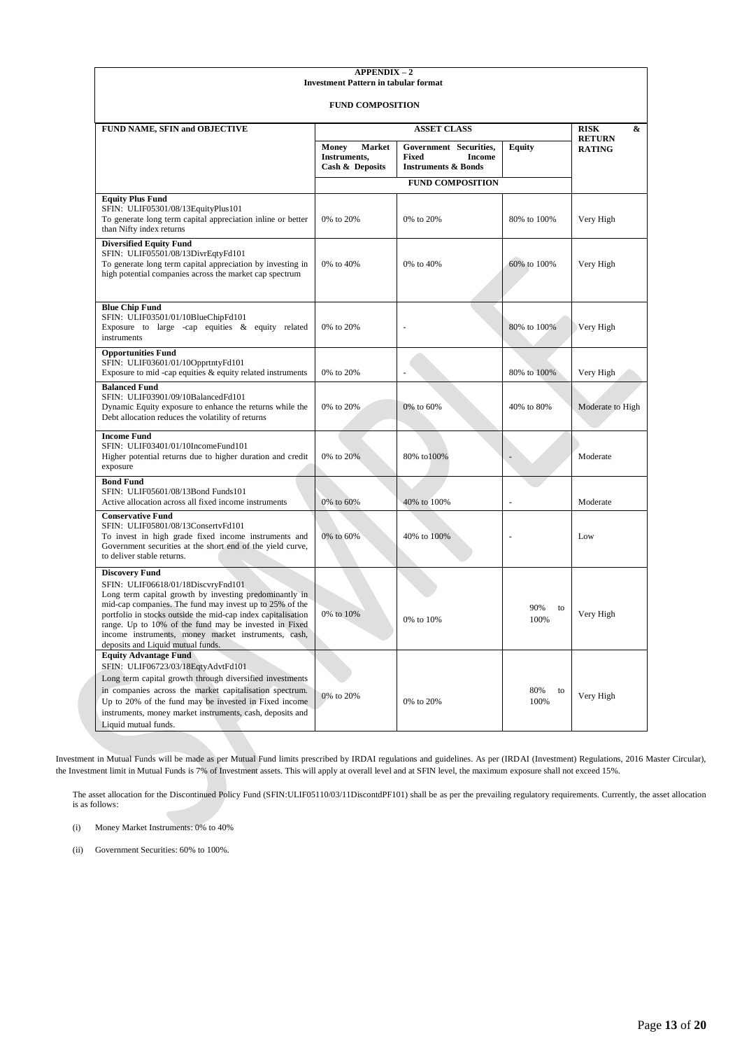**APPENDIX – 2**
**Investment Pattern in tabular format**

**FUND COMPOSITION**

| FUND NAME, SFIN and OBJECTIVE | ASSET CLASS | | | RISK & RETURN RATING |
|---|---|---|---|---|
| | Money Market Instruments, Cash & Deposits | Government Securities, Fixed Income Instruments & Bonds | Equity | |
| | FUND COMPOSITION | | | |
| **Equity Plus Fund**<br>SFIN: ULIF05301/08/13EquityPlus101<br>To generate long term capital appreciation inline or better than Nifty index returns | 0% to 20% | 0% to 20% | 80% to 100% | Very High |
| **Diversified Equity Fund**<br>SFIN: ULIF05501/08/13DivrEqtyFd101<br>To generate long term capital appreciation by investing in high potential companies across the market cap spectrum | 0% to 40% | 0% to 40% | 60% to 100% | Very High |
| **Blue Chip Fund**<br>SFIN: ULIF03501/01/10BlueChipFd101<br>Exposure to large -cap equities & equity related instruments | 0% to 20% | - | 80% to 100% | Very High |
| **Opportunities Fund**<br>SFIN: ULIF03601/01/10OpprtntyFd101<br>Exposure to mid -cap equities & equity related instruments | 0% to 20% | - | 80% to 100% | Very High |
| **Balanced Fund**<br>SFIN: ULIF03901/09/10BalancedFd101<br>Dynamic Equity exposure to enhance the returns while the Debt allocation reduces the volatility of returns | 0% to 20% | 0% to 60% | 40% to 80% | Moderate to High |
| **Income Fund**<br>SFIN: ULIF03401/01/10IncomeFund101<br>Higher potential returns due to higher duration and credit exposure | 0% to 20% | 80% to100% | - | Moderate |
| **Bond Fund**<br>SFIN: ULIF05601/08/13Bond Funds101<br>Active allocation across all fixed income instruments | 0% to 60% | 40% to 100% | - | Moderate |
| **Conservative Fund**<br>SFIN: ULIF05801/08/13ConsertvFd101<br>To invest in high grade fixed income instruments and Government securities at the short end of the yield curve, to deliver stable returns. | 0% to 60% | 40% to 100% | - | Low |
| **Discovery Fund**<br>SFIN: ULIF06618/01/18DiscvryFnd101<br>Long term capital growth by investing predominantly in mid-cap companies. The fund may invest up to 25% of the portfolio in stocks outside the mid-cap index capitalisation range. Up to 10% of the fund may be invested in Fixed income instruments, money market instruments, cash, deposits and Liquid mutual funds. | 0% to 10% | 0% to 10% | 90% to 100% | Very High |
| **Equity Advantage Fund**<br>SFIN: ULIF06723/03/18EqtyAdvtFd101<br>Long term capital growth through diversified investments in companies across the market capitalisation spectrum. Up to 20% of the fund may be invested in Fixed income instruments, money market instruments, cash, deposits and Liquid mutual funds. | 0% to 20% | 0% to 20% | 80% to 100% | Very High |

Investment in Mutual Funds will be made as per Mutual Fund limits prescribed by IRDAI regulations and guidelines. As per (IRDAI (Investment) Regulations, 2016 Master Circular), the Investment limit in Mutual Funds is 7% of Investment assets. This will apply at overall level and at SFIN level, the maximum exposure shall not exceed 15%.

The asset allocation for the Discontinued Policy Fund (SFIN:ULIF05110/03/11DiscontdPF101) shall be as per the prevailing regulatory requirements. Currently, the asset allocation is as follows:

(i) Money Market Instruments: 0% to 40%

(ii) Government Securities: 60% to 100%.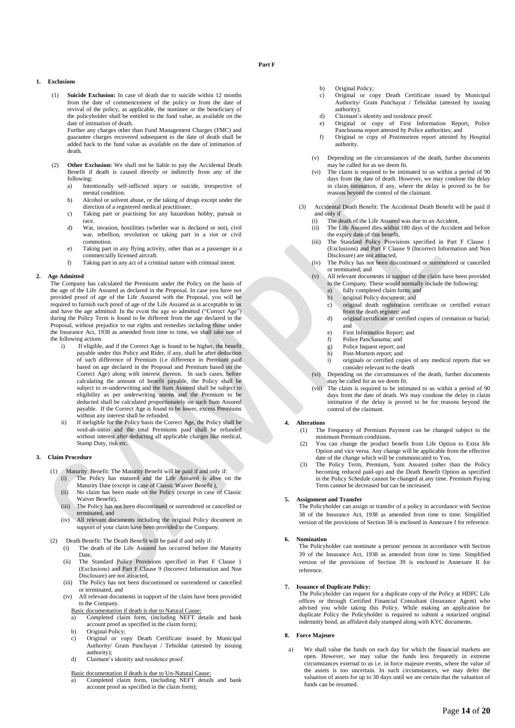## Part F

### 1. Exclusions

(1) **Suicide Exclusion:** In case of death due to suicide within 12 months from the date of commencement of the policy or from the date of revival of the policy, as applicable, the nominee or the beneficiary of the policyholder shall be entitled to the fund value, as available on the date of intimation of death.

Further any charges other than Fund Management Charges (FMC) and guarantee charges recovered subsequent to the date of death shall be added back to the fund value as available on the date of intimation of death.

(2) **Other Exclusion:** We shall not be liable to pay the Accidental Death Benefit if death is caused directly or indirectly from any of the following:

a) Intentionally self-inflicted injury or suicide, irrespective of mental condition.
b) Alcohol or solvent abuse, or the taking of drugs except under the direction of a registered medical practitioner.
c) Taking part or practising for any hazardous hobby, pursuit or race.
d) War, invasion, hostilities (whether war is declared or not), civil war, rebellion, revolution or taking part in a riot or civil commotion.
e) Taking part in any flying activity, other than as a passenger in a commercially licensed aircraft.
f) Taking part in any act of a criminal nature with criminal intent.

### 2. Age Admitted

The Company has calculated the Premiums under the Policy on the basis of the age of the Life Assured as declared in the Proposal. In case you have not provided proof of age of the Life Assured with the Proposal, you will be required to furnish such proof of age of the Life Assured as is acceptable to us and have the age admitted. In the event the age so admitted ("Correct Age") during the Policy Term is found to be different from the age declared in the Proposal, without prejudice to our rights and remedies including those under the Insurance Act, 1938 as amended from time to time, we shall take one of the following actions

i) If eligible, and if the Correct Age is found to be higher, the benefit payable under this Policy and Rider, if any, shall be after deduction of such difference of Premium (i.e difference in Premium paid based on age declared in the Proposal and Premium based on the Correct Age) along with interest thereon. In such cases, before calculating the amount of benefit payable, the Policy shall be subject to re-underwriting and the Sum Assured shall be subject to eligibility as per underwriting norms and the Premium to be deducted shall be calculated proportionately on such Sum Assured payable. If the Correct Age is found to be lower, excess Premiums without any interest shall be refunded.
ii) If ineligible for the Policy basis the Correct Age, the Policy shall be void-ab-initio and the total Premiums paid shall be refunded without interest after deducting all applicable charges like medical, Stamp Duty, risk etc.

### 3. Claim Procedure

(1) Maturity Benefit: The Maturity Benefit will be paid if and only if:

(i) The Policy has matured and the Life Assured is alive on the Maturity Date (except in case of Classic Waiver Benefit ),
(ii) No claim has been made on the Policy (except in case of Classic Waiver Benefit),
(iii) The Policy has not been discontinued or surrendered or cancelled or terminated, and
(iv) All relevant documents including the original Policy document in support of your claim have been provided to the Company.

(2) Death Benefit: The Death Benefit will be paid if and only if:

(i) The death of the Life Assured has occurred before the Maturity Date,
(ii) The Standard Policy Provisions specified in Part F Clause 1 (Exclusions) and Part F Clause 9 (Incorrect Information and Non Disclosure) are not attracted,
(iii) The Policy has not been discontinued or surrendered or cancelled or terminated, and
(iv) All relevant documents in support of the claim have been provided to the Company.

Basic documentation if death is due to Natural Cause:

a) Completed claim form, (including NEFT details and bank account proof as specified in the claim form);
b) Original Policy;
c) Original or copy Death Certificate issued by Municipal Authority/ Gram Panchayat / Tehsildar (attested by issuing authority);
d) Claimant's identity and residence proof.

Basic documentation if death is due to Un-Natural Cause:

a) Completed claim form, (including NEFT details and bank account proof as specified in the claim form);
b) Original Policy;
c) Original or copy Death Certificate issued by Municipal Authority/ Gram Panchayat / Tehsildar (attested by issuing authority);
d) Claimant's identity and residence proof.
e) Original or copy of First Information Report, Police Panchnama report attested by Police authorities; and
f) Original or copy of Postmortem report attested by Hospital authority.

(v) Depending on the circumstances of the death, further documents may be called for as we deem fit.
(vi) The claim is required to be intimated to us within a period of 90 days from the date of death. However, we may condone the delay in claim intimation, if any, where the delay is proved to be for reasons beyond the control of the claimant.

(3) Accidental Death Benefit: The Accidental Death Benefit will be paid if and only if

(i) The death of the Life Assured was due to an Accident,
(ii) The Life Assured dies within 180 days of the Accident and before the expiry date of this benefit,
(iii) The Standard Policy Provisions specified in Part F Clause 1 (Exclusions) and Part F Clause 9 (Incorrect Information and Non Disclosure) are not attracted,
(iv) The Policy has not been discontinued or surrendered or cancelled or terminated; and
(v) All relevant documents in support of the claim have been provided to the Company. These would normally include the following:
    a) fully completed claim form; and
    b) original Policy document; and
    c) original death registration certificate or certified extract from the death register; and
    d) original certificate or certified copies of cremation or burial; and
    e) First Information Report; and
    f) Police Panchanama; and
    g) Police Inquest report; and
    h) Post-Mortem report; and
    i) originals or certified copies of any medical reports that we consider relevant to the death
(vi) Depending on the circumstances of the death, further documents may be called for as we deem fit.
(vii) The claim is required to be intimated to us within a period of 90 days from the date of death. We may condone the delay in claim intimation if the delay is proved to be for reasons beyond the control of the claimant.

### 4. Alterations

(1) The Frequency of Premium Payment can be changed subject to the minimum Premium conditions.
(2) You can change the product benefit from Life Option to Extra life Option and vice versa. Any change will be applicable from the effective date of the change which will be communicated to You.
(3) The Policy Term, Premium, Sum Assured (other than the Policy becoming reduced paid-up) and the Death Benefit Option as specified in the Policy Schedule cannot be changed at any time. Premium Paying Term cannot be decreased but can be increased.

### 5. Assignment and Transfer

The Policyholder can assign or transfer of a policy in accordance with Section 38 of the Insurance Act, 1938 as amended from time to time. Simplified version of the provisions of Section 38 is enclosed in Annexure I for reference.

### 6. Nomination

The Policyholder can nominate a person/ persons in accordance with Section 39 of the Insurance Act, 1938 as amended from time to time. Simplified version of the provisions of Section 39 is enclosed in Annexure II for reference.

### 7. Issuance of Duplicate Policy:

The Policyholder can request for a duplicate copy of the Policy at HDFC Life offices or through Certified Financial Consultant (Insurance Agent) who advised you while taking this Policy. While making an application for duplicate Policy the Policyholder is required to submit a notarized original indemnity bond, an affidavit duly stamped along with KYC documents.

### 8. Force Majeure

a) We shall value the funds on each day for which the financial markets are open. However, we may value the funds less frequently in extreme circumstances external to us i.e. in force majeure events, where the value of the assets is too uncertain. In such circumstances, we may defer the valuation of assets for up to 30 days until we are certain that the valuation of funds can be resumed.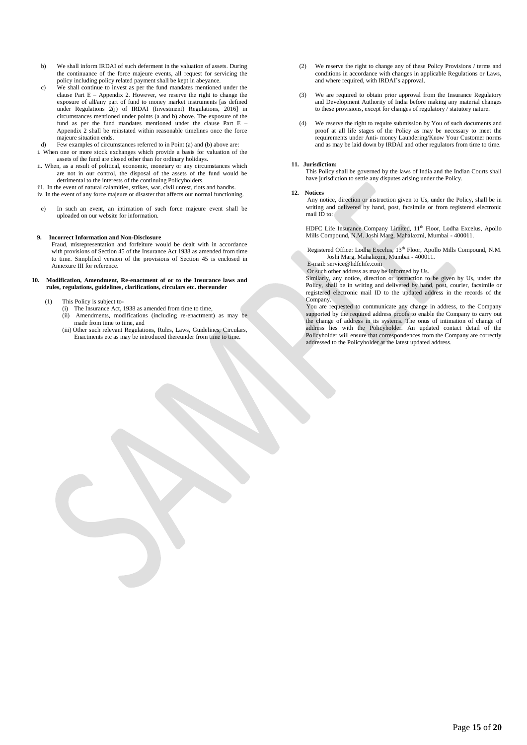b) We shall inform IRDAI of such deferment in the valuation of assets. During the continuance of the force majeure events, all request for servicing the policy including policy related payment shall be kept in abeyance.

c) We shall continue to invest as per the fund mandates mentioned under the clause Part E – Appendix 2. However, we reserve the right to change the exposure of all/any part of fund to money market instruments [as defined under Regulations 2(j) of IRDAI (Investment) Regulations, 2016] in circumstances mentioned under points (a and b) above. The exposure of the fund as per the fund mandates mentioned under the clause Part E – Appendix 2 shall be reinstated within reasonable timelines once the force majeure situation ends.

d) Few examples of circumstances referred to in Point (a) and (b) above are:

i. When one or more stock exchanges which provide a basis for valuation of the assets of the fund are closed other than for ordinary holidays.

ii. When, as a result of political, economic, monetary or any circumstances which are not in our control, the disposal of the assets of the fund would be detrimental to the interests of the continuing Policyholders.

iii. In the event of natural calamities, strikes, war, civil unrest, riots and bandhs.

iv. In the event of any force majeure or disaster that affects our normal functioning.

e) In such an event, an intimation of such force majeure event shall be uploaded on our website for information.

**9. Incorrect Information and Non-Disclosure**

Fraud, misrepresentation and forfeiture would be dealt with in accordance with provisions of Section 45 of the Insurance Act 1938 as amended from time to time. Simplified version of the provisions of Section 45 is enclosed in Annexure III for reference.

**10. Modification, Amendment, Re-enactment of or to the Insurance laws and rules, regulations, guidelines, clarifications, circulars etc. thereunder**

(1) This Policy is subject to-
  (i) The Insurance Act, 1938 as amended from time to time,
  (ii) Amendments, modifications (including re-enactment) as may be made from time to time, and
  (iii) Other such relevant Regulations, Rules, Laws, Guidelines, Circulars, Enactments etc as may be introduced thereunder from time to time.

(2) We reserve the right to change any of these Policy Provisions / terms and conditions in accordance with changes in applicable Regulations or Laws, and where required, with IRDAI's approval.

(3) We are required to obtain prior approval from the Insurance Regulatory and Development Authority of India before making any material changes to these provisions, except for changes of regulatory / statutory nature.

(4) We reserve the right to require submission by You of such documents and proof at all life stages of the Policy as may be necessary to meet the requirements under Anti- money Laundering/Know Your Customer norms and as may be laid down by IRDAI and other regulators from time to time.

**11. Jurisdiction:**

This Policy shall be governed by the laws of India and the Indian Courts shall have jurisdiction to settle any disputes arising under the Policy.

**12. Notices**

Any notice, direction or instruction given to Us, under the Policy, shall be in writing and delivered by hand, post, facsimile or from registered electronic mail ID to:

HDFC Life Insurance Company Limited, 11th Floor, Lodha Excelus, Apollo Mills Compound, N.M. Joshi Marg, Mahalaxmi, Mumbai - 400011.

Registered Office: Lodha Excelus, 13th Floor, Apollo Mills Compound, N.M. Joshi Marg, Mahalaxmi, Mumbai - 400011.

E-mail: service@hdfclife.com

Or such other address as may be informed by Us.

Similarly, any notice, direction or instruction to be given by Us, under the Policy, shall be in writing and delivered by hand, post, courier, facsimile or registered electronic mail ID to the updated address in the records of the Company.

You are requested to communicate any change in address, to the Company supported by the required address proofs to enable the Company to carry out the change of address in its systems. The onus of intimation of change of address lies with the Policyholder. An updated contact detail of the Policyholder will ensure that correspondences from the Company are correctly addressed to the Policyholder at the latest updated address.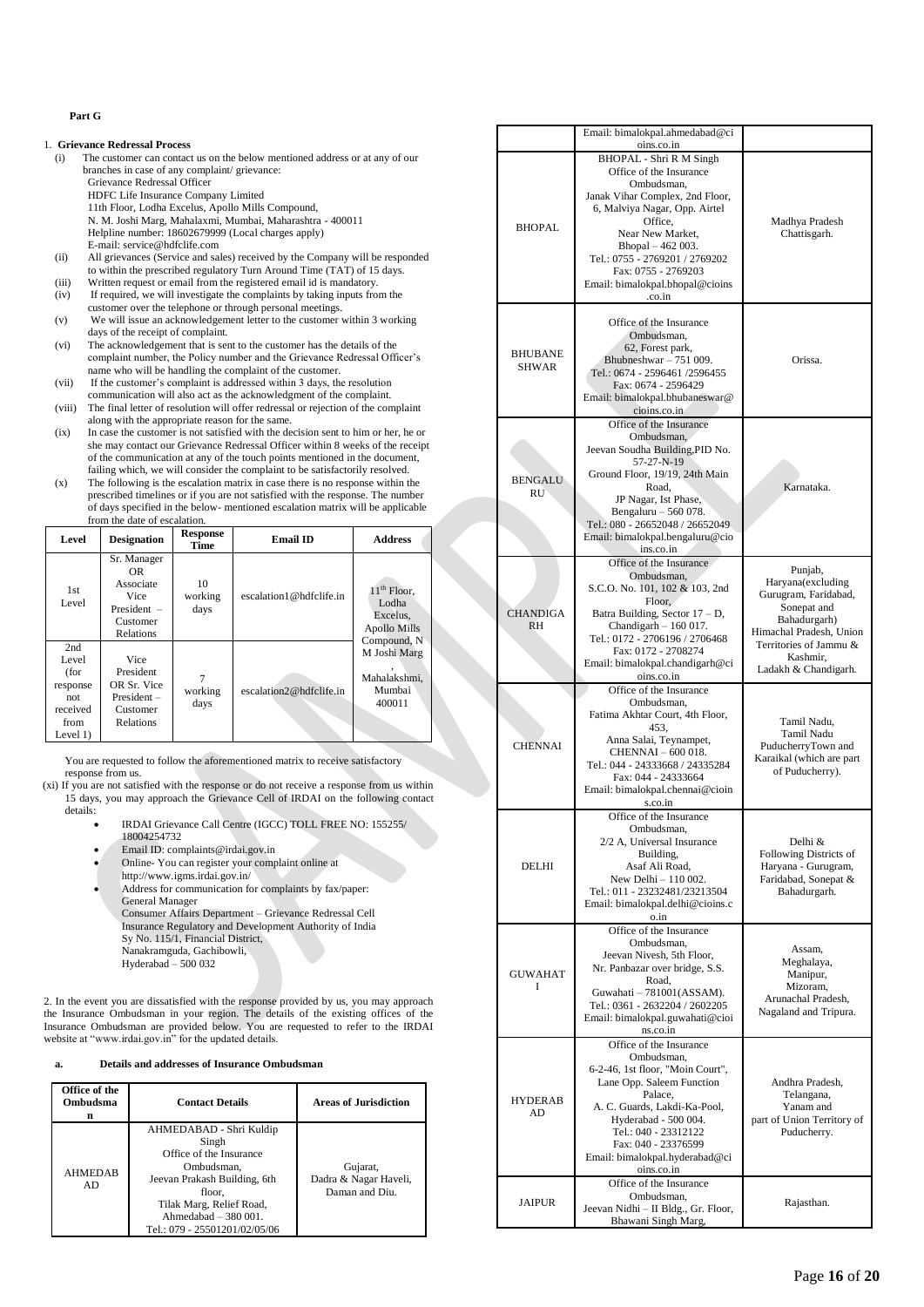**Part G**

1. **Grievance Redressal Process**

(i) The customer can contact us on the below mentioned address or at any of our branches in case of any complaint/ grievance:
Grievance Redressal Officer
HDFC Life Insurance Company Limited
11th Floor, Lodha Excelus, Apollo Mills Compound,
N. M. Joshi Marg, Mahalaxmi, Mumbai, Maharashtra - 400011
Helpline number: 18602679999 (Local charges apply)
E-mail: service@hdfclife.com

(ii) All grievances (Service and sales) received by the Company will be responded to within the prescribed regulatory Turn Around Time (TAT) of 15 days.

(iii) Written request or email from the registered email id is mandatory.

(iv) If required, we will investigate the complaints by taking inputs from the customer over the telephone or through personal meetings.

(v) We will issue an acknowledgement letter to the customer within 3 working days of the receipt of complaint.

(vi) The acknowledgement that is sent to the customer has the details of the complaint number, the Policy number and the Grievance Redressal Officer's name who will be handling the complaint of the customer.

(vii) If the customer's complaint is addressed within 3 days, the resolution communication will also act as the acknowledgment of the complaint.

(viii) The final letter of resolution will offer redressal or rejection of the complaint along with the appropriate reason for the same.

(ix) In case the customer is not satisfied with the decision sent to him or her, he or she may contact our Grievance Redressal Officer within 8 weeks of the receipt of the communication at any of the touch points mentioned in the document, failing which, we will consider the complaint to be satisfactorily resolved.

(x) The following is the escalation matrix in case there is no response within the prescribed timelines or if you are not satisfied with the response. The number of days specified in the below- mentioned escalation matrix will be applicable from the date of escalation.

| Level | Designation | Response Time | Email ID | Address |
|---|---|---|---|---|
| 1st Level | Sr. Manager OR Associate Vice President – Customer Relations | 10 working days | escalation1@hdfclife.in | 11th Floor, Lodha Excelus, Apollo Mills Compound, N M Joshi Marg, Mahalakshmi, Mumbai 400011 |
| 2nd Level (for response not received from Level 1) | Vice President OR Sr. Vice President – Customer Relations | 7 working days | escalation2@hdfclife.in | |

You are requested to follow the aforementioned matrix to receive satisfactory response from us.

(xi) If you are not satisfied with the response or do not receive a response from us within 15 days, you may approach the Grievance Cell of IRDAI on the following contact details:

- IRDAI Grievance Call Centre (IGCC) TOLL FREE NO: 155255/ 18004254732
- Email ID: complaints@irdai.gov.in
- Online- You can register your complaint online at http://www.igms.irdai.gov.in/
- Address for communication for complaints by fax/paper:
General Manager
Consumer Affairs Department – Grievance Redressal Cell
Insurance Regulatory and Development Authority of India
Sy No. 115/1, Financial District,
Nanakramguda, Gachibowli,
Hyderabad – 500 032

2. In the event you are dissatisfied with the response provided by us, you may approach the Insurance Ombudsman in your region. The details of the existing offices of the Insurance Ombudsman are provided below. You are requested to refer to the IRDAI website at "www.irdai.gov.in" for the updated details.

**a. Details and addresses of Insurance Ombudsman**

| Office of the Ombudsman | Contact Details | Areas of Jurisdiction |
|---|---|---|
| AHMEDABAD | AHMEDABAD - Shri Kuldip Singh, Office of the Insurance Ombudsman, Jeevan Prakash Building, 6th floor, Tilak Marg, Relief Road, Ahmedabad – 380 001. Tel.: 079 - 25501201/02/05/06 Email: bimalokpal.ahmedabad@cioins.co.in | Gujarat, Dadra & Nagar Haveli, Daman and Diu. |
| BHOPAL | BHOPAL - Shri R M Singh, Office of the Insurance Ombudsman, Janak Vihar Complex, 2nd Floor, 6, Malviya Nagar, Opp. Airtel Office, Near New Market, Bhopal – 462 003. Tel.: 0755 - 2769201 / 2769202 Fax: 0755 - 2769203 Email: bimalokpal.bhopal@cioins.co.in | Madhya Pradesh Chattisgarh. |
| BHUBANESHWAR | Office of the Insurance Ombudsman, 62, Forest park, Bhubneshwar – 751 009. Tel.: 0674 - 2596461 /2596455 Fax: 0674 - 2596429 Email: bimalokpal.bhubaneswar@cioins.co.in | Orissa. |
| BENGALURU | Office of the Insurance Ombudsman, Jeevan Soudha Building,PID No. 57-27-N-19 Ground Floor, 19/19, 24th Main Road, JP Nagar, Ist Phase, Bengaluru – 560 078. Tel.: 080 - 26652048 / 26652049 Email: bimalokpal.bengaluru@cioins.co.in | Karnataka. |
| CHANDIGARH | Office of the Insurance Ombudsman, S.C.O. No. 101, 102 & 103, 2nd Floor, Batra Building, Sector 17 – D, Chandigarh – 160 017. Tel.: 0172 - 2706196 / 2706468 Fax: 0172 - 2708274 Email: bimalokpal.chandigarh@cioins.co.in | Punjab, Haryana(excluding Gurugram, Faridabad, Sonepat and Bahadurgarh) Himachal Pradesh, Union Territories of Jammu & Kashmir, Ladakh & Chandigarh. |
| CHENNAI | Office of the Insurance Ombudsman, Fatima Akhtar Court, 4th Floor, 453, Anna Salai, Teynampet, CHENNAI – 600 018. Tel.: 044 - 24333668 / 24335284 Fax: 044 - 24333664 Email: bimalokpal.chennai@cioins.co.in | Tamil Nadu, Tamil Nadu PuducherryTown and Karaikal (which are part of Puducherry). |
| DELHI | Office of the Insurance Ombudsman, 2/2 A, Universal Insurance Building, Asaf Ali Road, New Delhi – 110 002. Tel.: 011 - 23232481/23213504 Email: bimalokpal.delhi@cioins.co.in | Delhi & Following Districts of Haryana - Gurugram, Faridabad, Sonepat & Bahadurgarh. |
| GUWAHATI | Office of the Insurance Ombudsman, Jeevan Nivesh, 5th Floor, Nr. Panbazar over bridge, S.S. Road, Guwahati – 781001(ASSAM). Tel.: 0361 - 2632204 / 2602205 Email: bimalokpal.guwahati@cioins.co.in | Assam, Meghalaya, Manipur, Mizoram, Arunachal Pradesh, Nagaland and Tripura. |
| HYDERABAD | Office of the Insurance Ombudsman, 6-2-46, 1st floor, "Moin Court", Lane Opp. Saleem Function Palace, A. C. Guards, Lakdi-Ka-Pool, Hyderabad - 500 004. Tel.: 040 - 23312122 Fax: 040 - 23376599 Email: bimalokpal.hyderabad@cioins.co.in | Andhra Pradesh, Telangana, Yanam and part of Union Territory of Puducherry. |
| JAIPUR | Office of the Insurance Ombudsman, Jeevan Nidhi – II Bldg., Gr. Floor, Bhawani Singh Marg, | Rajasthan. |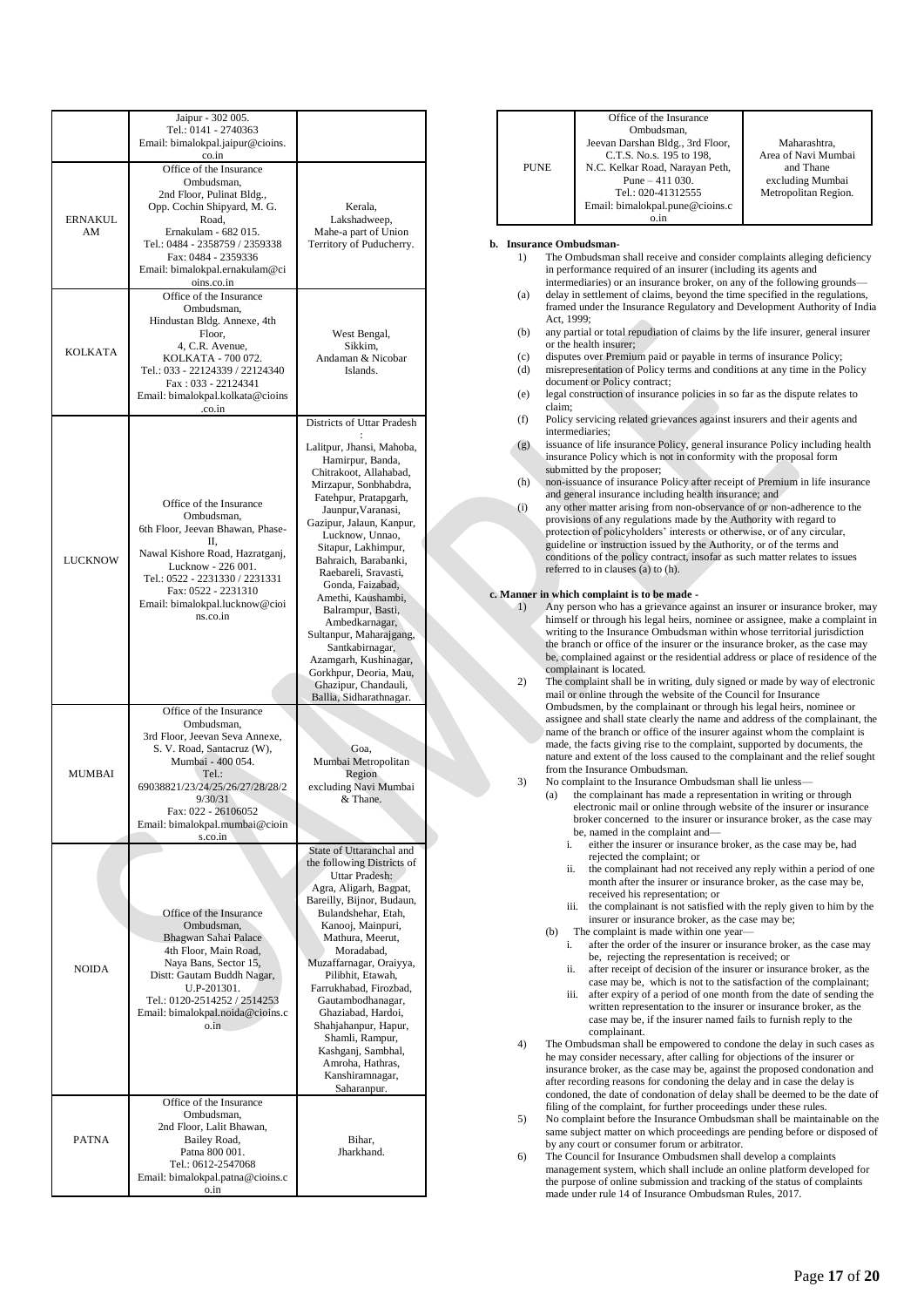| | | |
|---|---|---|
| | Jaipur - 302 005. Tel.: 0141 - 2740363 Email: bimalokpal.jaipur@cioins.co.in | |
| ERNAKULAM | Office of the Insurance Ombudsman, 2nd Floor, Pulinat Bldg., Opp. Cochin Shipyard, M. G. Road, Ernakulam - 682 015. Tel.: 0484 - 2358759 / 2359338 Fax: 0484 - 2359336 Email: bimalokpal.ernakulam@cioins.co.in | Kerala, Lakshadweep, Mahe-a part of Union Territory of Puducherry. |
| KOLKATA | Office of the Insurance Ombudsman, Hindustan Bldg. Annexe, 4th Floor, 4, C.R. Avenue, KOLKATA - 700 072. Tel.: 033 - 22124339 / 22124340 Fax : 033 - 22124341 Email: bimalokpal.kolkata@cioins.co.in | West Bengal, Sikkim, Andaman & Nicobar Islands. |
| LUCKNOW | Office of the Insurance Ombudsman, 6th Floor, Jeevan Bhawan, Phase-II, Nawal Kishore Road, Hazratganj, Lucknow - 226 001. Tel.: 0522 - 2231330 / 2231331 Fax: 0522 - 2231310 Email: bimalokpal.lucknow@cioins.co.in | Districts of Uttar Pradesh : Lalitpur, Jhansi, Mahoba, Hamirpur, Banda, Chitrakoot, Allahabad, Mirzapur, Sonbhabdra, Fatehpur, Pratapgarh, Jaunpur,Varanasi, Gazipur, Jalaun, Kanpur, Lucknow, Unnao, Sitapur, Lakhimpur, Bahraich, Barabanki, Raebareli, Sravasti, Gonda, Faizabad, Amethi, Kaushambi, Balrampur, Basti, Ambedkarnagar, Sultanpur, Maharajgang, Santkabirnagar, Azamgarh, Kushinagar, Gorkhpur, Deoria, Mau, Ghazipur, Chandauli, Ballia, Sidharathnagar. |
| MUMBAI | Office of the Insurance Ombudsman, 3rd Floor, Jeevan Seva Annexe, S. V. Road, Santacruz (W), Mumbai - 400 054. Tel.: 69038821/23/24/25/26/27/28/29/30/31 Fax: 022 - 26106052 Email: bimalokpal.mumbai@cioins.co.in | Goa, Mumbai Metropolitan Region excluding Navi Mumbai & Thane. |
| NOIDA | Office of the Insurance Ombudsman, Bhagwan Sahai Palace 4th Floor, Main Road, Naya Bans, Sector 15, Distt: Gautam Buddh Nagar, U.P-201301. Tel.: 0120-2514252 / 2514253 Email: bimalokpal.noida@cioins.co.in | State of Uttaranchal and the following Districts of Uttar Pradesh: Agra, Aligarh, Bagpat, Bareilly, Bijnor, Budaun, Bulandshehar, Etah, Kanooj, Mainpuri, Mathura, Meerut, Moradabad, Muzaffarnagar, Oraiyya, Pilibhit, Etawah, Farrukhabad, Firozbad, Gautambodhanagar, Ghaziabad, Hardoi, Shahjahanpur, Hapur, Shamli, Rampur, Kashganj, Sambhal, Amroha, Hathras, Kanshiramnagar, Saharanpur. |
| PATNA | Office of the Insurance Ombudsman, 2nd Floor, Lalit Bhawan, Bailey Road, Patna 800 001. Tel.: 0612-2547068 Email: bimalokpal.patna@cioins.co.in | Bihar, Jharkhand. |
| PUNE | Office of the Insurance Ombudsman, Jeevan Darshan Bldg., 3rd Floor, C.T.S. No.s. 195 to 198, N.C. Kelkar Road, Narayan Peth, Pune – 411 030. Tel.: 020-41312555 Email: bimalokpal.pune@cioins.co.in | Maharashtra, Area of Navi Mumbai and Thane excluding Mumbai Metropolitan Region. |

**b. Insurance Ombudsman-**

1) The Ombudsman shall receive and consider complaints alleging deficiency in performance required of an insurer (including its agents and intermediaries) or an insurance broker, on any of the following grounds—
   (a) delay in settlement of claims, beyond the time specified in the regulations, framed under the Insurance Regulatory and Development Authority of India Act, 1999;
   (b) any partial or total repudiation of claims by the life insurer, general insurer or the health insurer;
   (c) disputes over Premium paid or payable in terms of insurance Policy;
   (d) misrepresentation of Policy terms and conditions at any time in the Policy document or Policy contract;
   (e) legal construction of insurance policies in so far as the dispute relates to claim;
   (f) Policy servicing related grievances against insurers and their agents and intermediaries;
   (g) issuance of life insurance Policy, general insurance Policy including health insurance Policy which is not in conformity with the proposal form submitted by the proposer;
   (h) non-issuance of insurance Policy after receipt of Premium in life insurance and general insurance including health insurance; and
   (i) any other matter arising from non-observance of or non-adherence to the provisions of any regulations made by the Authority with regard to protection of policyholders' interests or otherwise, or of any circular, guideline or instruction issued by the Authority, or of the terms and conditions of the policy contract, insofar as such matter relates to issues referred to in clauses (a) to (h).

**c. Manner in which complaint is to be made -**

1) Any person who has a grievance against an insurer or insurance broker, may himself or through his legal heirs, nominee or assignee, make a complaint in writing to the Insurance Ombudsman within whose territorial jurisdiction the branch or office of the insurer or the insurance broker, as the case may be, complained against or the residential address or place of residence of the complainant is located.
2) The complaint shall be in writing, duly signed or made by way of electronic mail or online through the website of the Council for Insurance Ombudsmen, by the complainant or through his legal heirs, nominee or assignee and shall state clearly the name and address of the complainant, the name of the branch or office of the insurer against whom the complaint is made, the facts giving rise to the complaint, supported by documents, the nature and extent of the loss caused to the complainant and the relief sought from the Insurance Ombudsman.
3) No complaint to the Insurance Ombudsman shall lie unless—
   (a) the complainant has made a representation in writing or through electronic mail or online through website of the insurer or insurance broker concerned to the insurer or insurance broker, as the case may be, named in the complaint and—
      i. either the insurer or insurance broker, as the case may be, had rejected the complaint; or
      ii. the complainant had not received any reply within a period of one month after the insurer or insurance broker, as the case may be, received his representation; or
      iii. the complainant is not satisfied with the reply given to him by the insurer or insurance broker, as the case may be;
   (b) The complaint is made within one year—
      i. after the order of the insurer or insurance broker, as the case may be, rejecting the representation is received; or
      ii. after receipt of decision of the insurer or insurance broker, as the case may be, which is not to the satisfaction of the complainant;
      iii. after expiry of a period of one month from the date of sending the written representation to the insurer or insurance broker, as the case may be, if the insurer named fails to furnish reply to the complainant.
4) The Ombudsman shall be empowered to condone the delay in such cases as he may consider necessary, after calling for objections of the insurer or insurance broker, as the case may be, against the proposed condonation and after recording reasons for condoning the delay and in case the delay is condoned, the date of condonation of delay shall be deemed to be the date of filing of the complaint, for further proceedings under these rules.
5) No complaint before the Insurance Ombudsman shall be maintainable on the same subject matter on which proceedings are pending before or disposed of by any court or consumer forum or arbitrator.
6) The Council for Insurance Ombudsmen shall develop a complaints management system, which shall include an online platform developed for the purpose of online submission and tracking of the status of complaints made under rule 14 of Insurance Ombudsman Rules, 2017.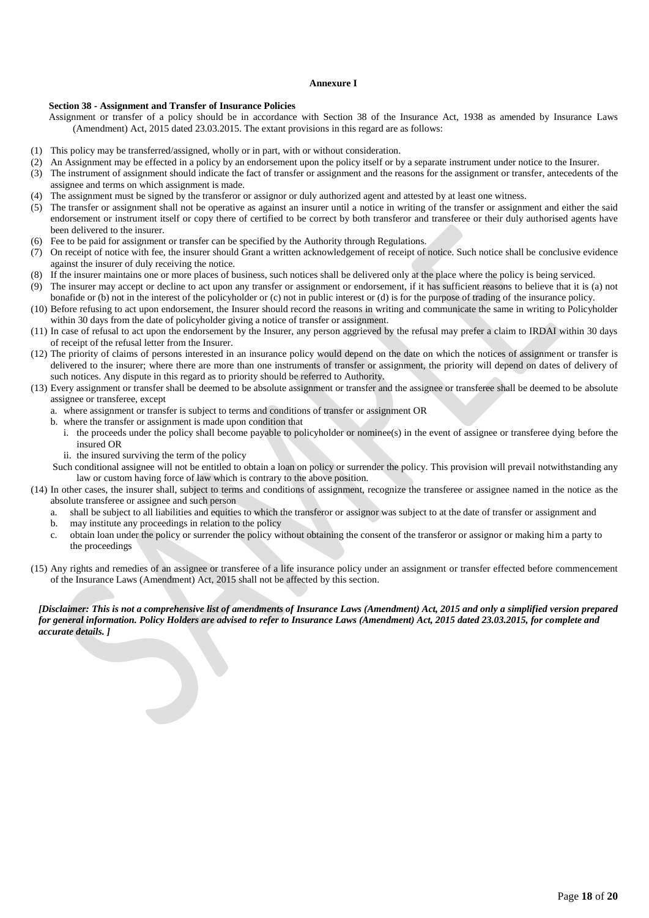**Annexure I**

**Section 38 - Assignment and Transfer of Insurance Policies**

Assignment or transfer of a policy should be in accordance with Section 38 of the Insurance Act, 1938 as amended by Insurance Laws (Amendment) Act, 2015 dated 23.03.2015. The extant provisions in this regard are as follows:

(1) This policy may be transferred/assigned, wholly or in part, with or without consideration.
(2) An Assignment may be effected in a policy by an endorsement upon the policy itself or by a separate instrument under notice to the Insurer.
(3) The instrument of assignment should indicate the fact of transfer or assignment and the reasons for the assignment or transfer, antecedents of the assignee and terms on which assignment is made.
(4) The assignment must be signed by the transferor or assignor or duly authorized agent and attested by at least one witness.
(5) The transfer or assignment shall not be operative as against an insurer until a notice in writing of the transfer or assignment and either the said endorsement or instrument itself or copy there of certified to be correct by both transferor and transferee or their duly authorised agents have been delivered to the insurer.
(6) Fee to be paid for assignment or transfer can be specified by the Authority through Regulations.
(7) On receipt of notice with fee, the insurer should Grant a written acknowledgement of receipt of notice. Such notice shall be conclusive evidence against the insurer of duly receiving the notice.
(8) If the insurer maintains one or more places of business, such notices shall be delivered only at the place where the policy is being serviced.
(9) The insurer may accept or decline to act upon any transfer or assignment or endorsement, if it has sufficient reasons to believe that it is (a) not bonafide or (b) not in the interest of the policyholder or (c) not in public interest or (d) is for the purpose of trading of the insurance policy.
(10) Before refusing to act upon endorsement, the Insurer should record the reasons in writing and communicate the same in writing to Policyholder within 30 days from the date of policyholder giving a notice of transfer or assignment.
(11) In case of refusal to act upon the endorsement by the Insurer, any person aggrieved by the refusal may prefer a claim to IRDAI within 30 days of receipt of the refusal letter from the Insurer.
(12) The priority of claims of persons interested in an insurance policy would depend on the date on which the notices of assignment or transfer is delivered to the insurer; where there are more than one instruments of transfer or assignment, the priority will depend on dates of delivery of such notices. Any dispute in this regard as to priority should be referred to Authority.
(13) Every assignment or transfer shall be deemed to be absolute assignment or transfer and the assignee or transferee shall be deemed to be absolute assignee or transferee, except
    a. where assignment or transfer is subject to terms and conditions of transfer or assignment OR
    b. where the transfer or assignment is made upon condition that
        i. the proceeds under the policy shall become payable to policyholder or nominee(s) in the event of assignee or transferee dying before the insured OR
        ii. the insured surviving the term of the policy

    Such conditional assignee will not be entitled to obtain a loan on policy or surrender the policy. This provision will prevail notwithstanding any law or custom having force of law which is contrary to the above position.
(14) In other cases, the insurer shall, subject to terms and conditions of assignment, recognize the transferee or assignee named in the notice as the absolute transferee or assignee and such person
    a. shall be subject to all liabilities and equities to which the transferor or assignor was subject to at the date of transfer or assignment and
    b. may institute any proceedings in relation to the policy
    c. obtain loan under the policy or surrender the policy without obtaining the consent of the transferor or assignor or making him a party to the proceedings
(15) Any rights and remedies of an assignee or transferee of a life insurance policy under an assignment or transfer effected before commencement of the Insurance Laws (Amendment) Act, 2015 shall not be affected by this section.

***[Disclaimer: This is not a comprehensive list of amendments of Insurance Laws (Amendment) Act, 2015 and only a simplified version prepared for general information. Policy Holders are advised to refer to Insurance Laws (Amendment) Act, 2015 dated 23.03.2015, for complete and accurate details. ]***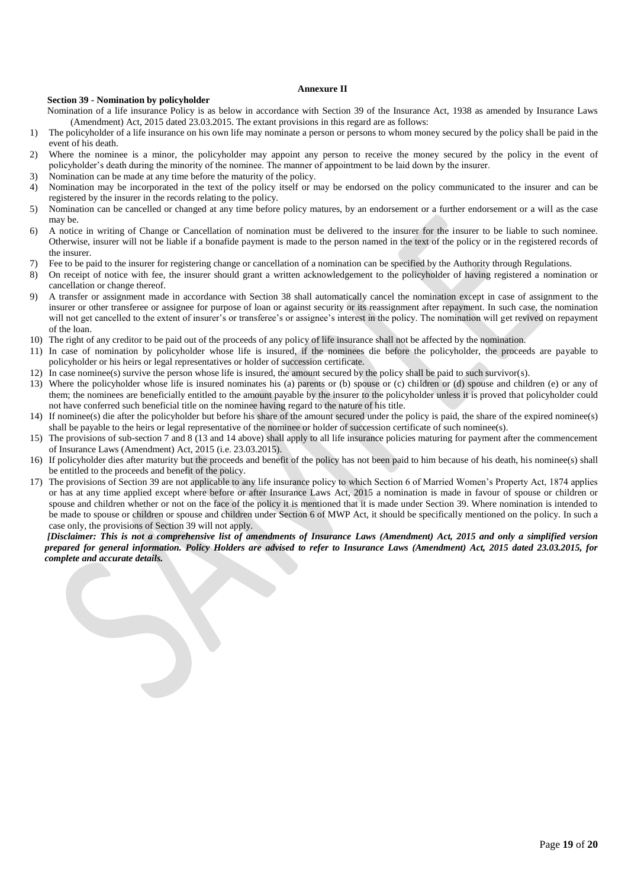**Annexure II**

**Section 39 - Nomination by policyholder**

Nomination of a life insurance Policy is as below in accordance with Section 39 of the Insurance Act, 1938 as amended by Insurance Laws (Amendment) Act, 2015 dated 23.03.2015. The extant provisions in this regard are as follows:

1) The policyholder of a life insurance on his own life may nominate a person or persons to whom money secured by the policy shall be paid in the event of his death.
2) Where the nominee is a minor, the policyholder may appoint any person to receive the money secured by the policy in the event of policyholder's death during the minority of the nominee. The manner of appointment to be laid down by the insurer.
3) Nomination can be made at any time before the maturity of the policy.
4) Nomination may be incorporated in the text of the policy itself or may be endorsed on the policy communicated to the insurer and can be registered by the insurer in the records relating to the policy.
5) Nomination can be cancelled or changed at any time before policy matures, by an endorsement or a further endorsement or a will as the case may be.
6) A notice in writing of Change or Cancellation of nomination must be delivered to the insurer for the insurer to be liable to such nominee. Otherwise, insurer will not be liable if a bonafide payment is made to the person named in the text of the policy or in the registered records of the insurer.
7) Fee to be paid to the insurer for registering change or cancellation of a nomination can be specified by the Authority through Regulations.
8) On receipt of notice with fee, the insurer should grant a written acknowledgement to the policyholder of having registered a nomination or cancellation or change thereof.
9) A transfer or assignment made in accordance with Section 38 shall automatically cancel the nomination except in case of assignment to the insurer or other transferee or assignee for purpose of loan or against security or its reassignment after repayment. In such case, the nomination will not get cancelled to the extent of insurer's or transferee's or assignee's interest in the policy. The nomination will get revived on repayment of the loan.
10) The right of any creditor to be paid out of the proceeds of any policy of life insurance shall not be affected by the nomination.
11) In case of nomination by policyholder whose life is insured, if the nominees die before the policyholder, the proceeds are payable to policyholder or his heirs or legal representatives or holder of succession certificate.
12) In case nominee(s) survive the person whose life is insured, the amount secured by the policy shall be paid to such survivor(s).
13) Where the policyholder whose life is insured nominates his (a) parents or (b) spouse or (c) children or (d) spouse and children (e) or any of them; the nominees are beneficially entitled to the amount payable by the insurer to the policyholder unless it is proved that policyholder could not have conferred such beneficial title on the nominee having regard to the nature of his title.
14) If nominee(s) die after the policyholder but before his share of the amount secured under the policy is paid, the share of the expired nominee(s) shall be payable to the heirs or legal representative of the nominee or holder of succession certificate of such nominee(s).
15) The provisions of sub-section 7 and 8 (13 and 14 above) shall apply to all life insurance policies maturing for payment after the commencement of Insurance Laws (Amendment) Act, 2015 (i.e. 23.03.2015).
16) If policyholder dies after maturity but the proceeds and benefit of the policy has not been paid to him because of his death, his nominee(s) shall be entitled to the proceeds and benefit of the policy.
17) The provisions of Section 39 are not applicable to any life insurance policy to which Section 6 of Married Women's Property Act, 1874 applies or has at any time applied except where before or after Insurance Laws Act, 2015 a nomination is made in favour of spouse or children or spouse and children whether or not on the face of the policy it is mentioned that it is made under Section 39. Where nomination is intended to be made to spouse or children or spouse and children under Section 6 of MWP Act, it should be specifically mentioned on the policy. In such a case only, the provisions of Section 39 will not apply.

***[Disclaimer: This is not a comprehensive list of amendments of Insurance Laws (Amendment) Act, 2015 and only a simplified version prepared for general information. Policy Holders are advised to refer to Insurance Laws (Amendment) Act, 2015 dated 23.03.2015, for complete and accurate details.***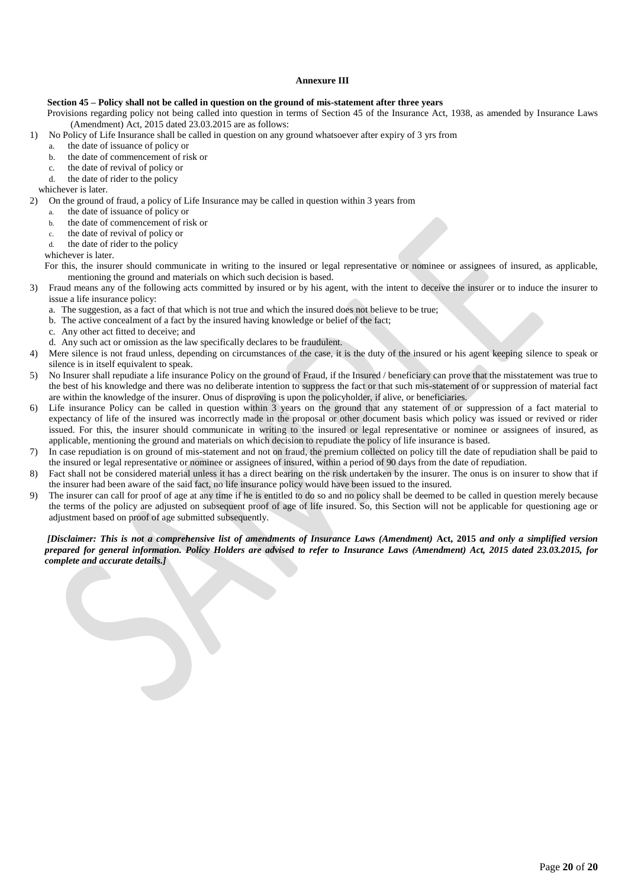# Annexure III

**Section 45 – Policy shall not be called in question on the ground of mis-statement after three years**

Provisions regarding policy not being called into question in terms of Section 45 of the Insurance Act, 1938, as amended by Insurance Laws (Amendment) Act, 2015 dated 23.03.2015 are as follows:

1) No Policy of Life Insurance shall be called in question on any ground whatsoever after expiry of 3 yrs from
   a. the date of issuance of policy or
   b. the date of commencement of risk or
   c. the date of revival of policy or
   d. the date of rider to the policy

   whichever is later.
2) On the ground of fraud, a policy of Life Insurance may be called in question within 3 years from
   a. the date of issuance of policy or
   b. the date of commencement of risk or
   c. the date of revival of policy or
   d. the date of rider to the policy

   whichever is later.

   For this, the insurer should communicate in writing to the insured or legal representative or nominee or assignees of insured, as applicable, mentioning the ground and materials on which such decision is based.
3) Fraud means any of the following acts committed by insured or by his agent, with the intent to deceive the insurer or to induce the insurer to issue a life insurance policy:
   a. The suggestion, as a fact of that which is not true and which the insured does not believe to be true;
   b. The active concealment of a fact by the insured having knowledge or belief of the fact;
   c. Any other act fitted to deceive; and
   d. Any such act or omission as the law specifically declares to be fraudulent.
4) Mere silence is not fraud unless, depending on circumstances of the case, it is the duty of the insured or his agent keeping silence to speak or silence is in itself equivalent to speak.
5) No Insurer shall repudiate a life insurance Policy on the ground of Fraud, if the Insured / beneficiary can prove that the misstatement was true to the best of his knowledge and there was no deliberate intention to suppress the fact or that such mis-statement of or suppression of material fact are within the knowledge of the insurer. Onus of disproving is upon the policyholder, if alive, or beneficiaries.
6) Life insurance Policy can be called in question within 3 years on the ground that any statement of or suppression of a fact material to expectancy of life of the insured was incorrectly made in the proposal or other document basis which policy was issued or revived or rider issued. For this, the insurer should communicate in writing to the insured or legal representative or nominee or assignees of insured, as applicable, mentioning the ground and materials on which decision to repudiate the policy of life insurance is based.
7) In case repudiation is on ground of mis-statement and not on fraud, the premium collected on policy till the date of repudiation shall be paid to the insured or legal representative or nominee or assignees of insured, within a period of 90 days from the date of repudiation.
8) Fact shall not be considered material unless it has a direct bearing on the risk undertaken by the insurer. The onus is on insurer to show that if the insurer had been aware of the said fact, no life insurance policy would have been issued to the insured.
9) The insurer can call for proof of age at any time if he is entitled to do so and no policy shall be deemed to be called in question merely because the terms of the policy are adjusted on subsequent proof of age of life insured. So, this Section will not be applicable for questioning age or adjustment based on proof of age submitted subsequently.

***[Disclaimer: This is not a comprehensive list of amendments of Insurance Laws (Amendment)* Act, 2015 *and only a simplified version prepared for general information. Policy Holders are advised to refer to Insurance Laws (Amendment) Act, 2015 dated 23.03.2015, for complete and accurate details.]***